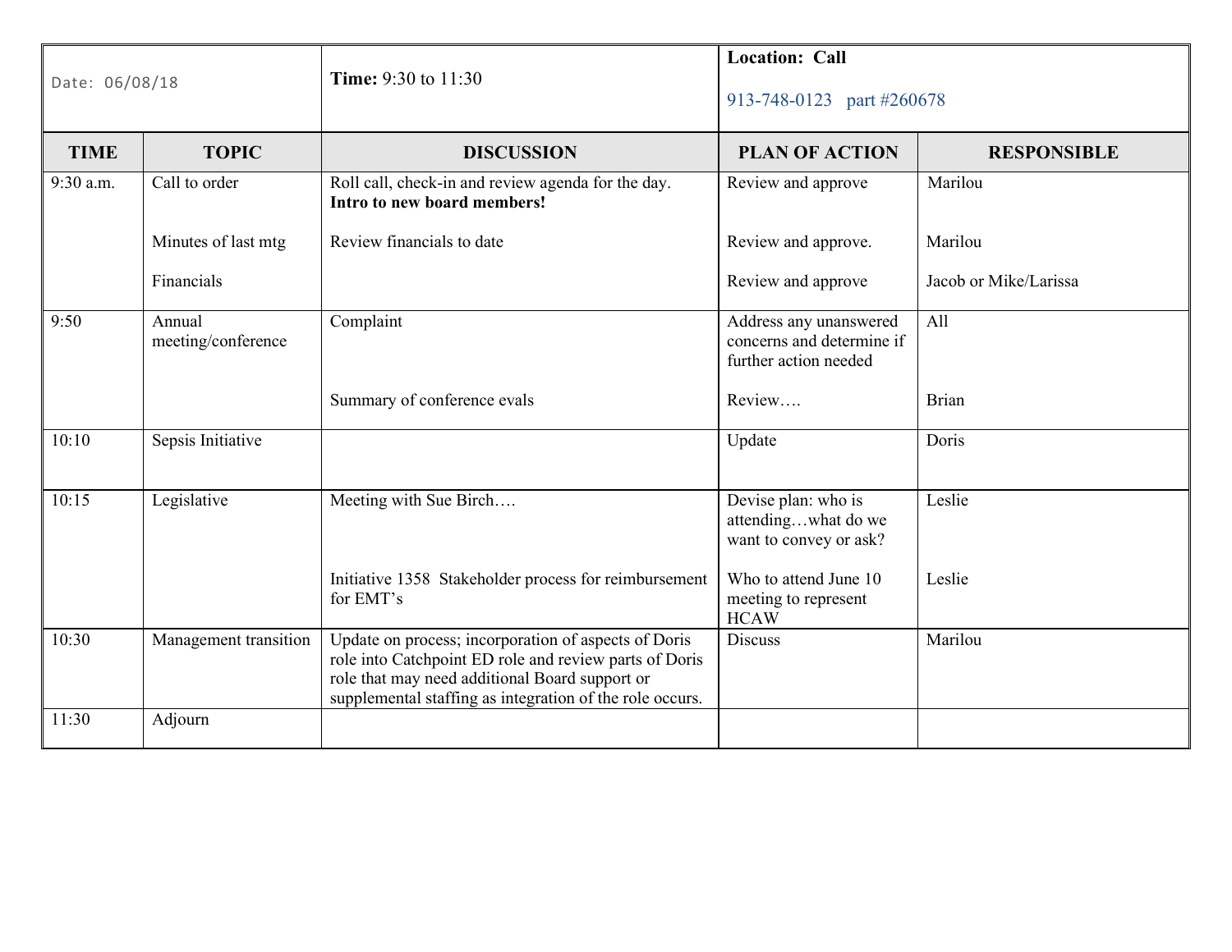| Date: 06/08/18 | **Time:** 9:30 to 11:30 | **Location: Call**<br><br>913-748-0123 part #260678 | | |
|---|---|---|---|---|
| **TIME** | **TOPIC** | **DISCUSSION** | **PLAN OF ACTION** | **RESPONSIBLE** |
| 9:30 a.m. | Call to order | Roll call, check-in and review agenda for the day. **Intro to new board members!** | Review and approve | Marilou |
| | Minutes of last mtg | Review financials to date | Review and approve. | Marilou |
| | Financials | | Review and approve | Jacob or Mike/Larissa |
| 9:50 | Annual meeting/conference | Complaint | Address any unanswered concerns and determine if further action needed | All |
| | | Summary of conference evals | Review…. | Brian |
| 10:10 | Sepsis Initiative | | Update | Doris |
| 10:15 | Legislative | Meeting with Sue Birch…. | Devise plan: who is attending…what do we want to convey or ask? | Leslie |
| | | Initiative 1358 Stakeholder process for reimbursement for EMT's | Who to attend June 10 meeting to represent HCAW | Leslie |
| 10:30 | Management transition | Update on process; incorporation of aspects of Doris role into Catchpoint ED role and review parts of Doris role that may need additional Board support or supplemental staffing as integration of the role occurs. | Discuss | Marilou |
| 11:30 | Adjourn | | | |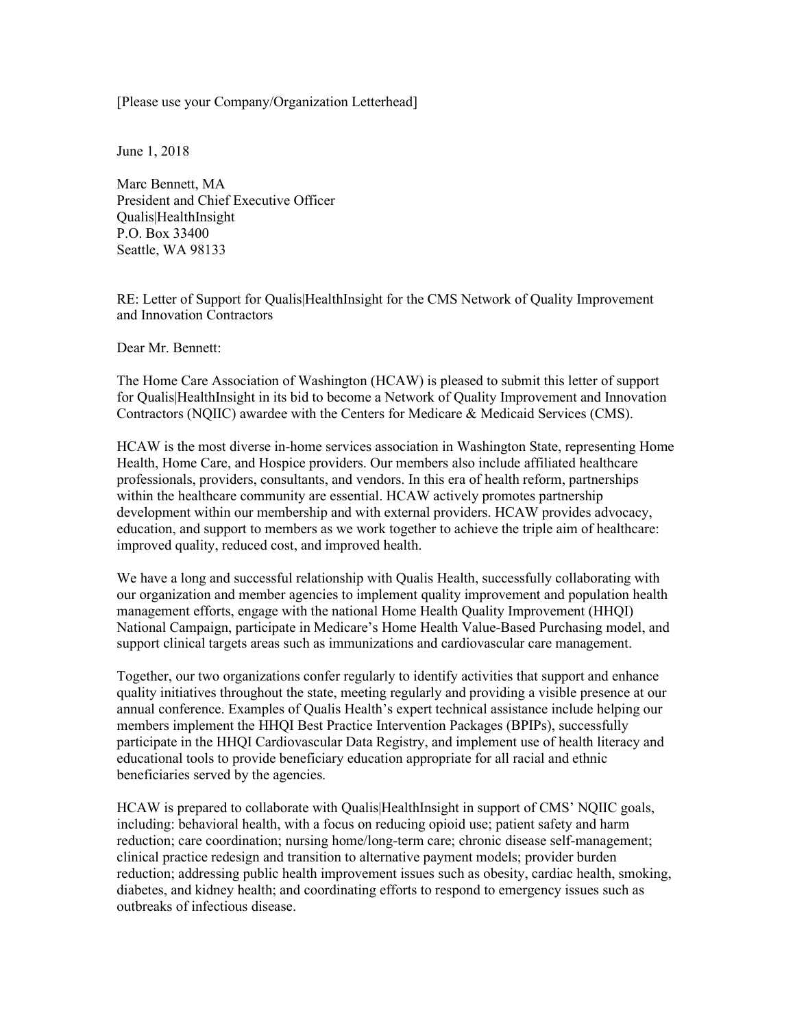[Please use your Company/Organization Letterhead]

June 1, 2018

Marc Bennett, MA
President and Chief Executive Officer
Qualis|HealthInsight
P.O. Box 33400
Seattle, WA 98133

RE: Letter of Support for Qualis|HealthInsight for the CMS Network of Quality Improvement and Innovation Contractors

Dear Mr. Bennett:

The Home Care Association of Washington (HCAW) is pleased to submit this letter of support for Qualis|HealthInsight in its bid to become a Network of Quality Improvement and Innovation Contractors (NQIIC) awardee with the Centers for Medicare & Medicaid Services (CMS).

HCAW is the most diverse in-home services association in Washington State, representing Home Health, Home Care, and Hospice providers. Our members also include affiliated healthcare professionals, providers, consultants, and vendors. In this era of health reform, partnerships within the healthcare community are essential. HCAW actively promotes partnership development within our membership and with external providers. HCAW provides advocacy, education, and support to members as we work together to achieve the triple aim of healthcare: improved quality, reduced cost, and improved health.

We have a long and successful relationship with Qualis Health, successfully collaborating with our organization and member agencies to implement quality improvement and population health management efforts, engage with the national Home Health Quality Improvement (HHQI) National Campaign, participate in Medicare's Home Health Value-Based Purchasing model, and support clinical targets areas such as immunizations and cardiovascular care management.

Together, our two organizations confer regularly to identify activities that support and enhance quality initiatives throughout the state, meeting regularly and providing a visible presence at our annual conference. Examples of Qualis Health's expert technical assistance include helping our members implement the HHQI Best Practice Intervention Packages (BPIPs), successfully participate in the HHQI Cardiovascular Data Registry, and implement use of health literacy and educational tools to provide beneficiary education appropriate for all racial and ethnic beneficiaries served by the agencies.

HCAW is prepared to collaborate with Qualis|HealthInsight in support of CMS' NQIIC goals, including: behavioral health, with a focus on reducing opioid use; patient safety and harm reduction; care coordination; nursing home/long-term care; chronic disease self-management; clinical practice redesign and transition to alternative payment models; provider burden reduction; addressing public health improvement issues such as obesity, cardiac health, smoking, diabetes, and kidney health; and coordinating efforts to respond to emergency issues such as outbreaks of infectious disease.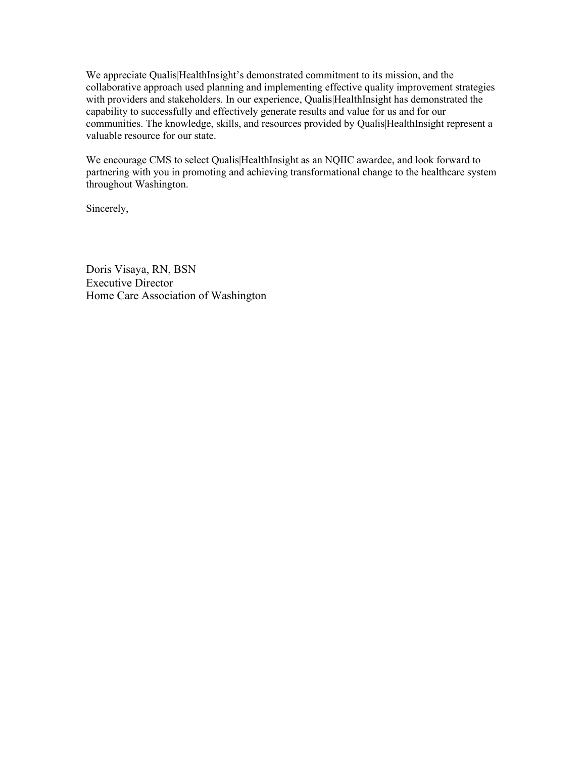We appreciate Qualis|HealthInsight's demonstrated commitment to its mission, and the collaborative approach used planning and implementing effective quality improvement strategies with providers and stakeholders. In our experience, Qualis|HealthInsight has demonstrated the capability to successfully and effectively generate results and value for us and for our communities. The knowledge, skills, and resources provided by Qualis|HealthInsight represent a valuable resource for our state.

We encourage CMS to select Qualis|HealthInsight as an NQIIC awardee, and look forward to partnering with you in promoting and achieving transformational change to the healthcare system throughout Washington.

Sincerely,

Doris Visaya, RN, BSN  
Executive Director  
Home Care Association of Washington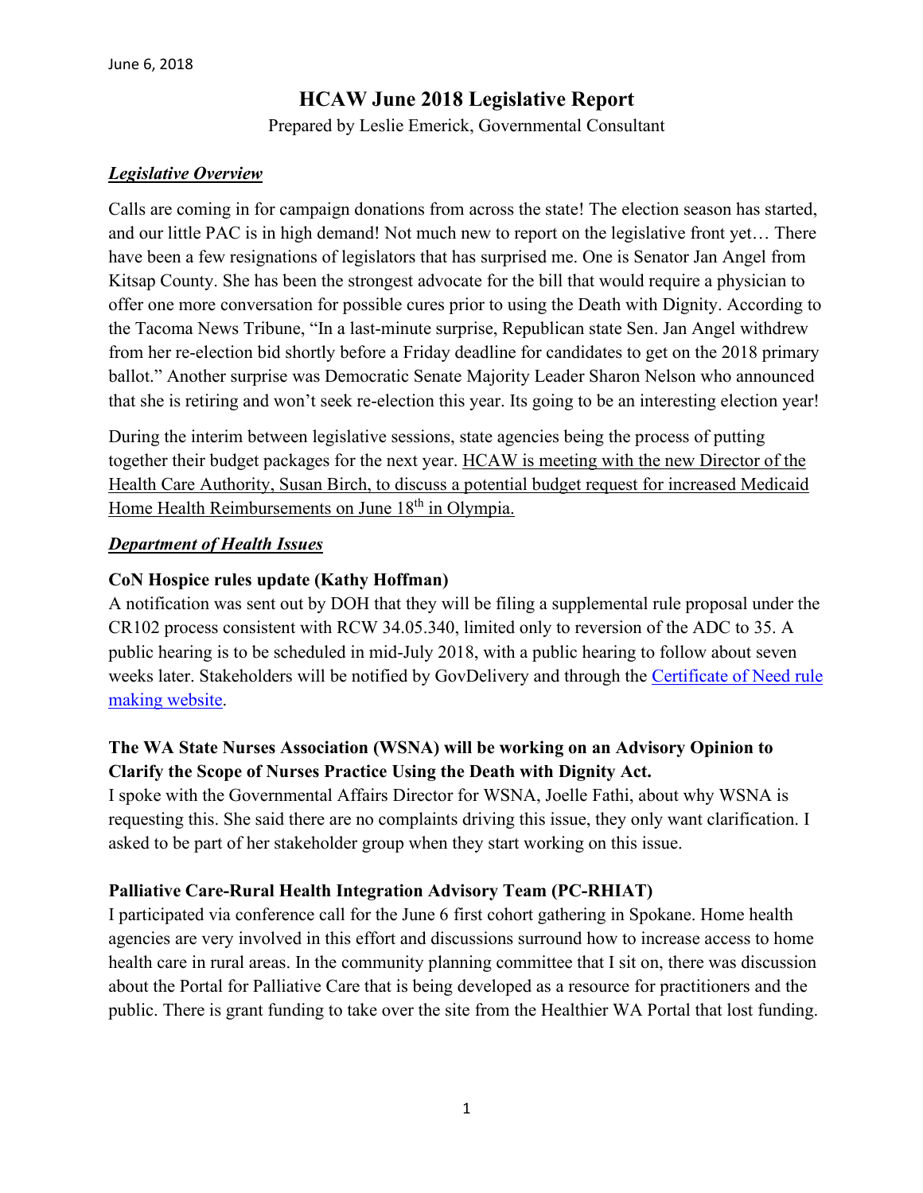June 6, 2018

# HCAW June 2018 Legislative Report

Prepared by Leslie Emerick, Governmental Consultant

## ***Legislative Overview***

Calls are coming in for campaign donations from across the state! The election season has started, and our little PAC is in high demand! Not much new to report on the legislative front yet… There have been a few resignations of legislators that has surprised me. One is Senator Jan Angel from Kitsap County. She has been the strongest advocate for the bill that would require a physician to offer one more conversation for possible cures prior to using the Death with Dignity. According to the Tacoma News Tribune, "In a last-minute surprise, Republican state Sen. Jan Angel withdrew from her re-election bid shortly before a Friday deadline for candidates to get on the 2018 primary ballot." Another surprise was Democratic Senate Majority Leader Sharon Nelson who announced that she is retiring and won't seek re-election this year. Its going to be an interesting election year!

During the interim between legislative sessions, state agencies being the process of putting together their budget packages for the next year. HCAW is meeting with the new Director of the Health Care Authority, Susan Birch, to discuss a potential budget request for increased Medicaid Home Health Reimbursements on June 18th in Olympia.

## ***Department of Health Issues***

### CoN Hospice rules update (Kathy Hoffman)

A notification was sent out by DOH that they will be filing a supplemental rule proposal under the CR102 process consistent with RCW 34.05.340, limited only to reversion of the ADC to 35. A public hearing is to be scheduled in mid-July 2018, with a public hearing to follow about seven weeks later. Stakeholders will be notified by GovDelivery and through the Certificate of Need rule making website.

### The WA State Nurses Association (WSNA) will be working on an Advisory Opinion to Clarify the Scope of Nurses Practice Using the Death with Dignity Act.

I spoke with the Governmental Affairs Director for WSNA, Joelle Fathi, about why WSNA is requesting this. She said there are no complaints driving this issue, they only want clarification. I asked to be part of her stakeholder group when they start working on this issue.

### Palliative Care-Rural Health Integration Advisory Team (PC-RHIAT)

I participated via conference call for the June 6 first cohort gathering in Spokane. Home health agencies are very involved in this effort and discussions surround how to increase access to home health care in rural areas. In the community planning committee that I sit on, there was discussion about the Portal for Palliative Care that is being developed as a resource for practitioners and the public. There is grant funding to take over the site from the Healthier WA Portal that lost funding.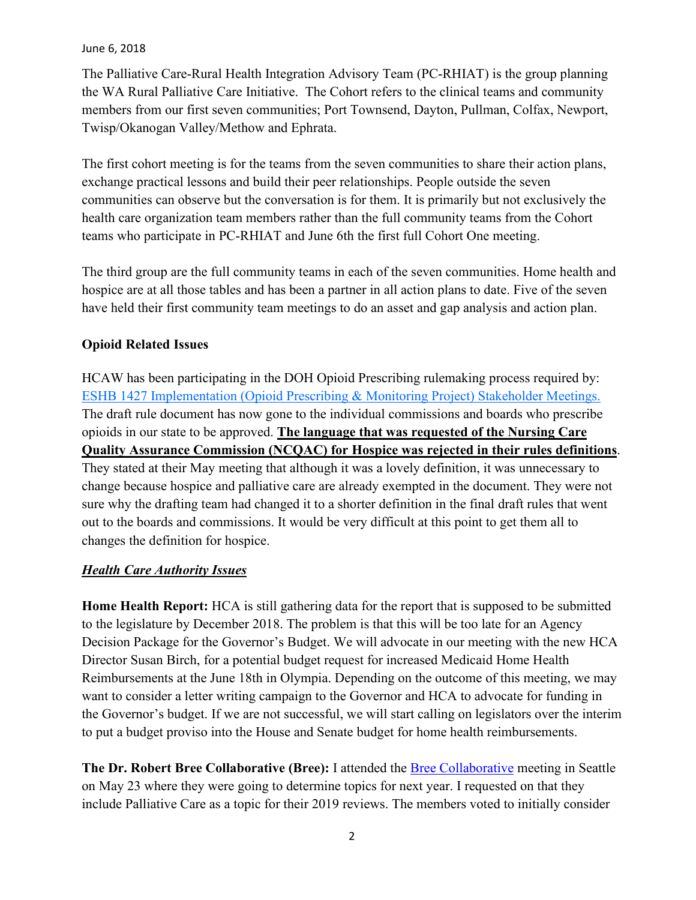June 6, 2018

The Palliative Care-Rural Health Integration Advisory Team (PC-RHIAT) is the group planning the WA Rural Palliative Care Initiative. The Cohort refers to the clinical teams and community members from our first seven communities; Port Townsend, Dayton, Pullman, Colfax, Newport, Twisp/Okanogan Valley/Methow and Ephrata.

The first cohort meeting is for the teams from the seven communities to share their action plans, exchange practical lessons and build their peer relationships. People outside the seven communities can observe but the conversation is for them. It is primarily but not exclusively the health care organization team members rather than the full community teams from the Cohort teams who participate in PC-RHIAT and June 6th the first full Cohort One meeting.

The third group are the full community teams in each of the seven communities. Home health and hospice are at all those tables and has been a partner in all action plans to date. Five of the seven have held their first community team meetings to do an asset and gap analysis and action plan.

**Opioid Related Issues**

HCAW has been participating in the DOH Opioid Prescribing rulemaking process required by: [ESHB 1427 Implementation (Opioid Prescribing & Monitoring Project) Stakeholder Meetings.](ESHB 1427 Implementation (Opioid Prescribing & Monitoring Project) Stakeholder Meetings.) The draft rule document has now gone to the individual commissions and boards who prescribe opioids in our state to be approved. **The language that was requested of the Nursing Care Quality Assurance Commission (NCQAC) for Hospice was rejected in their rules definitions**. They stated at their May meeting that although it was a lovely definition, it was unnecessary to change because hospice and palliative care are already exempted in the document. They were not sure why the drafting team had changed it to a shorter definition in the final draft rules that went out to the boards and commissions. It would be very difficult at this point to get them all to changes the definition for hospice.

***Health Care Authority Issues***

**Home Health Report:** HCA is still gathering data for the report that is supposed to be submitted to the legislature by December 2018. The problem is that this will be too late for an Agency Decision Package for the Governor's Budget. We will advocate in our meeting with the new HCA Director Susan Birch, for a potential budget request for increased Medicaid Home Health Reimbursements at the June 18th in Olympia. Depending on the outcome of this meeting, we may want to consider a letter writing campaign to the Governor and HCA to advocate for funding in the Governor's budget. If we are not successful, we will start calling on legislators over the interim to put a budget proviso into the House and Senate budget for home health reimbursements.

**The Dr. Robert Bree Collaborative (Bree):** I attended the Bree Collaborative meeting in Seattle on May 23 where they were going to determine topics for next year. I requested on that they include Palliative Care as a topic for their 2019 reviews. The members voted to initially consider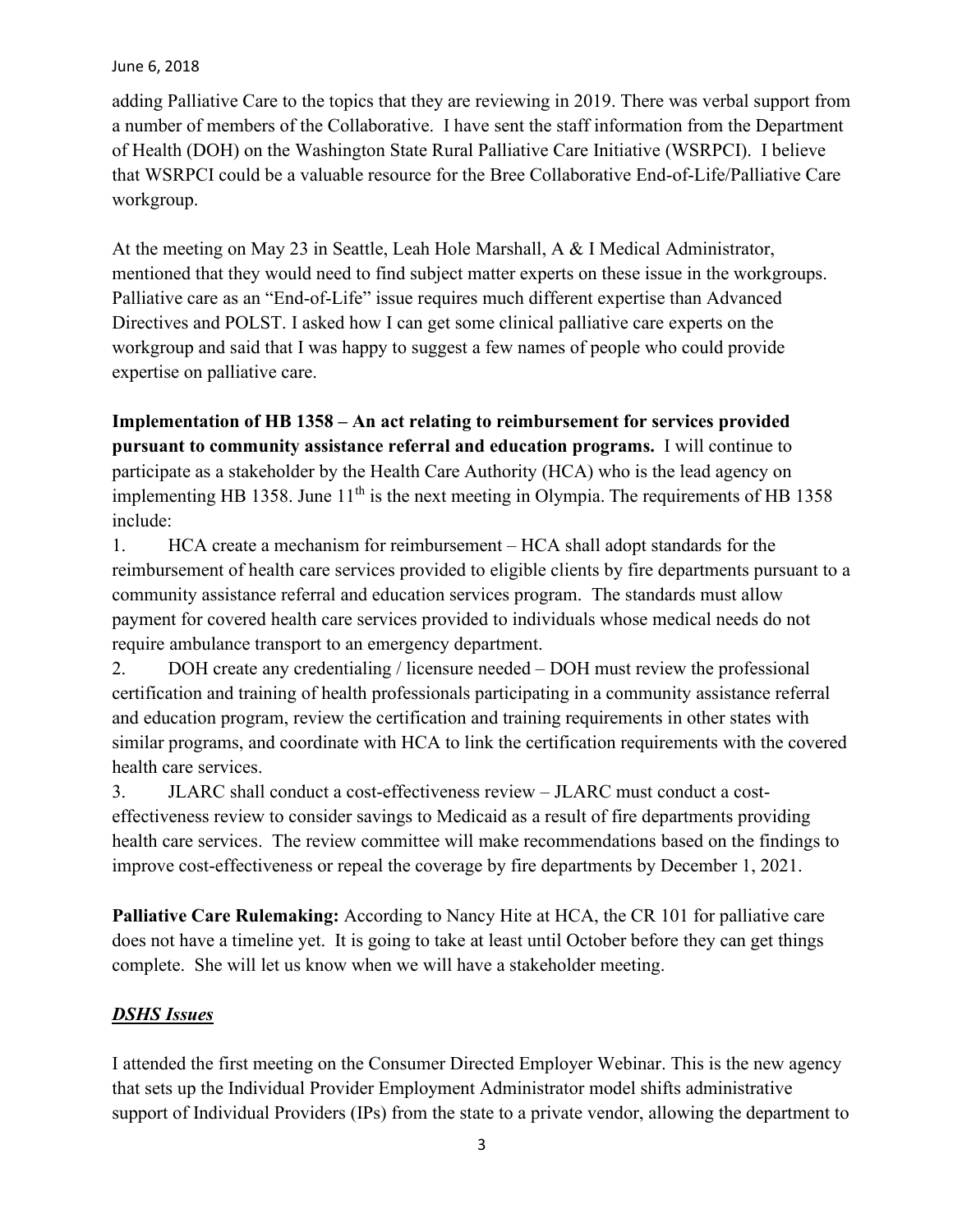adding Palliative Care to the topics that they are reviewing in 2019. There was verbal support from a number of members of the Collaborative. I have sent the staff information from the Department of Health (DOH) on the Washington State Rural Palliative Care Initiative (WSRPCI). I believe that WSRPCI could be a valuable resource for the Bree Collaborative End-of-Life/Palliative Care workgroup.

At the meeting on May 23 in Seattle, Leah Hole Marshall, A & I Medical Administrator, mentioned that they would need to find subject matter experts on these issue in the workgroups. Palliative care as an "End-of-Life" issue requires much different expertise than Advanced Directives and POLST. I asked how I can get some clinical palliative care experts on the workgroup and said that I was happy to suggest a few names of people who could provide expertise on palliative care.

**Implementation of HB 1358 – An act relating to reimbursement for services provided pursuant to community assistance referral and education programs.** I will continue to participate as a stakeholder by the Health Care Authority (HCA) who is the lead agency on implementing HB 1358. June 11th is the next meeting in Olympia. The requirements of HB 1358 include:

1. HCA create a mechanism for reimbursement – HCA shall adopt standards for the reimbursement of health care services provided to eligible clients by fire departments pursuant to a community assistance referral and education services program. The standards must allow payment for covered health care services provided to individuals whose medical needs do not require ambulance transport to an emergency department.
2. DOH create any credentialing / licensure needed – DOH must review the professional certification and training of health professionals participating in a community assistance referral and education program, review the certification and training requirements in other states with similar programs, and coordinate with HCA to link the certification requirements with the covered health care services.
3. JLARC shall conduct a cost-effectiveness review – JLARC must conduct a cost-effectiveness review to consider savings to Medicaid as a result of fire departments providing health care services. The review committee will make recommendations based on the findings to improve cost-effectiveness or repeal the coverage by fire departments by December 1, 2021.

**Palliative Care Rulemaking:** According to Nancy Hite at HCA, the CR 101 for palliative care does not have a timeline yet. It is going to take at least until October before they can get things complete. She will let us know when we will have a stakeholder meeting.

***DSHS Issues***

I attended the first meeting on the Consumer Directed Employer Webinar. This is the new agency that sets up the Individual Provider Employment Administrator model shifts administrative support of Individual Providers (IPs) from the state to a private vendor, allowing the department to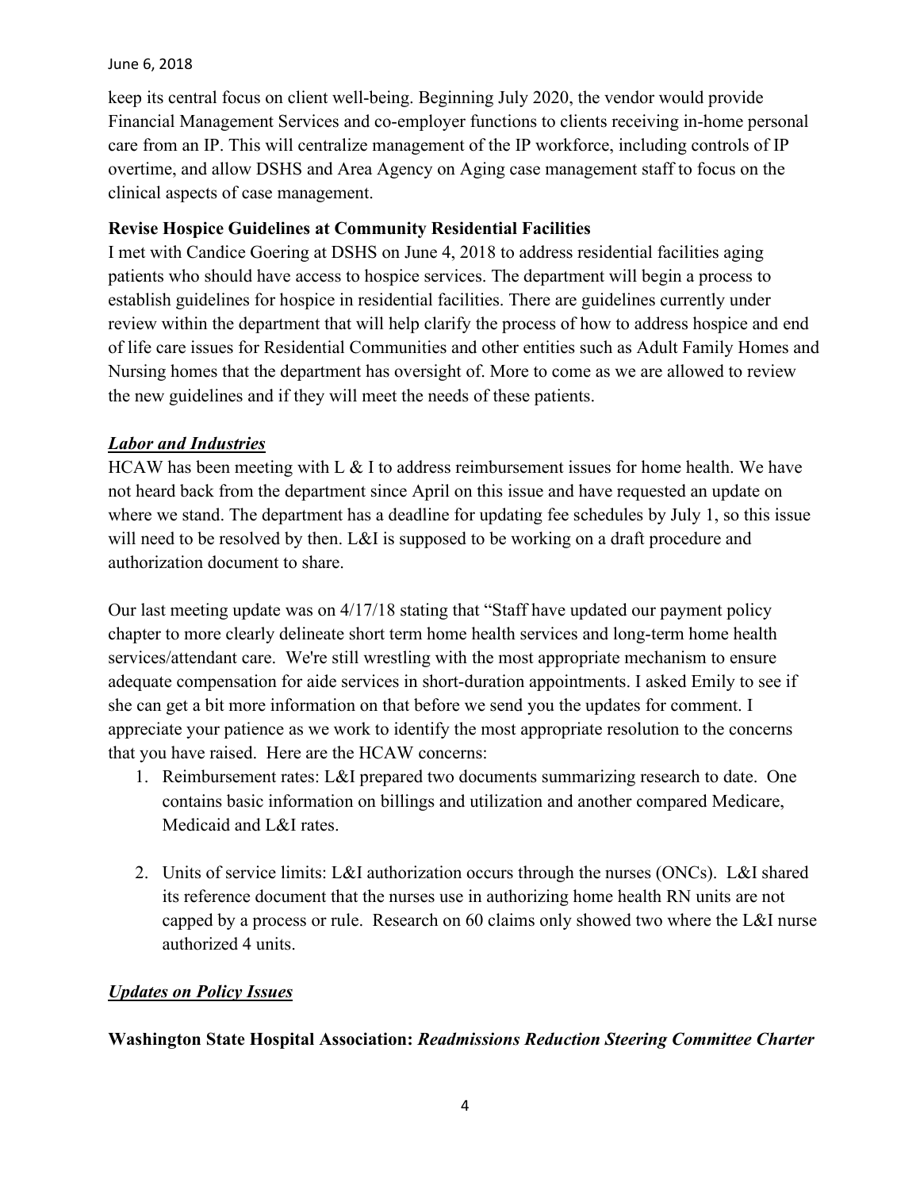keep its central focus on client well-being. Beginning July 2020, the vendor would provide Financial Management Services and co-employer functions to clients receiving in-home personal care from an IP. This will centralize management of the IP workforce, including controls of IP overtime, and allow DSHS and Area Agency on Aging case management staff to focus on the clinical aspects of case management.

**Revise Hospice Guidelines at Community Residential Facilities**

I met with Candice Goering at DSHS on June 4, 2018 to address residential facilities aging patients who should have access to hospice services. The department will begin a process to establish guidelines for hospice in residential facilities. There are guidelines currently under review within the department that will help clarify the process of how to address hospice and end of life care issues for Residential Communities and other entities such as Adult Family Homes and Nursing homes that the department has oversight of. More to come as we are allowed to review the new guidelines and if they will meet the needs of these patients.

***Labor and Industries***

HCAW has been meeting with L & I to address reimbursement issues for home health. We have not heard back from the department since April on this issue and have requested an update on where we stand. The department has a deadline for updating fee schedules by July 1, so this issue will need to be resolved by then. L&I is supposed to be working on a draft procedure and authorization document to share.

Our last meeting update was on 4/17/18 stating that "Staff have updated our payment policy chapter to more clearly delineate short term home health services and long-term home health services/attendant care. We're still wrestling with the most appropriate mechanism to ensure adequate compensation for aide services in short-duration appointments. I asked Emily to see if she can get a bit more information on that before we send you the updates for comment. I appreciate your patience as we work to identify the most appropriate resolution to the concerns that you have raised. Here are the HCAW concerns:

1. Reimbursement rates: L&I prepared two documents summarizing research to date. One contains basic information on billings and utilization and another compared Medicare, Medicaid and L&I rates.

2. Units of service limits: L&I authorization occurs through the nurses (ONCs). L&I shared its reference document that the nurses use in authorizing home health RN units are not capped by a process or rule. Research on 60 claims only showed two where the L&I nurse authorized 4 units.

***Updates on Policy Issues***

**Washington State Hospital Association:** ***Readmissions Reduction Steering Committee Charter***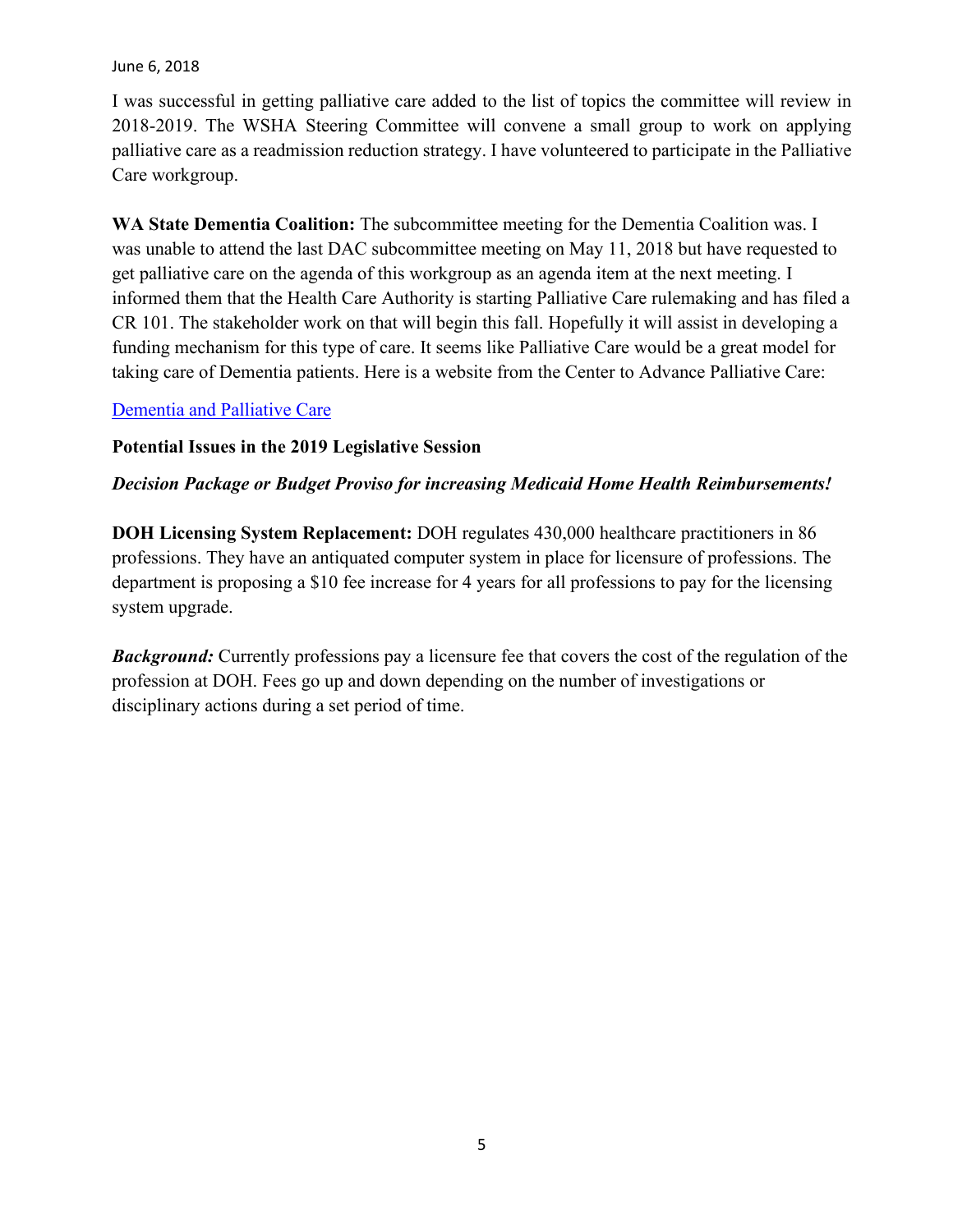I was successful in getting palliative care added to the list of topics the committee will review in 2018-2019. The WSHA Steering Committee will convene a small group to work on applying palliative care as a readmission reduction strategy. I have volunteered to participate in the Palliative Care workgroup.

**WA State Dementia Coalition:** The subcommittee meeting for the Dementia Coalition was. I was unable to attend the last DAC subcommittee meeting on May 11, 2018 but have requested to get palliative care on the agenda of this workgroup as an agenda item at the next meeting. I informed them that the Health Care Authority is starting Palliative Care rulemaking and has filed a CR 101. The stakeholder work on that will begin this fall. Hopefully it will assist in developing a funding mechanism for this type of care. It seems like Palliative Care would be a great model for taking care of Dementia patients. Here is a website from the Center to Advance Palliative Care:

Dementia and Palliative Care

**Potential Issues in the 2019 Legislative Session**

***Decision Package or Budget Proviso for increasing Medicaid Home Health Reimbursements!***

**DOH Licensing System Replacement:** DOH regulates 430,000 healthcare practitioners in 86 professions. They have an antiquated computer system in place for licensure of professions. The department is proposing a $10 fee increase for 4 years for all professions to pay for the licensing system upgrade.

***Background:*** Currently professions pay a licensure fee that covers the cost of the regulation of the profession at DOH. Fees go up and down depending on the number of investigations or disciplinary actions during a set period of time.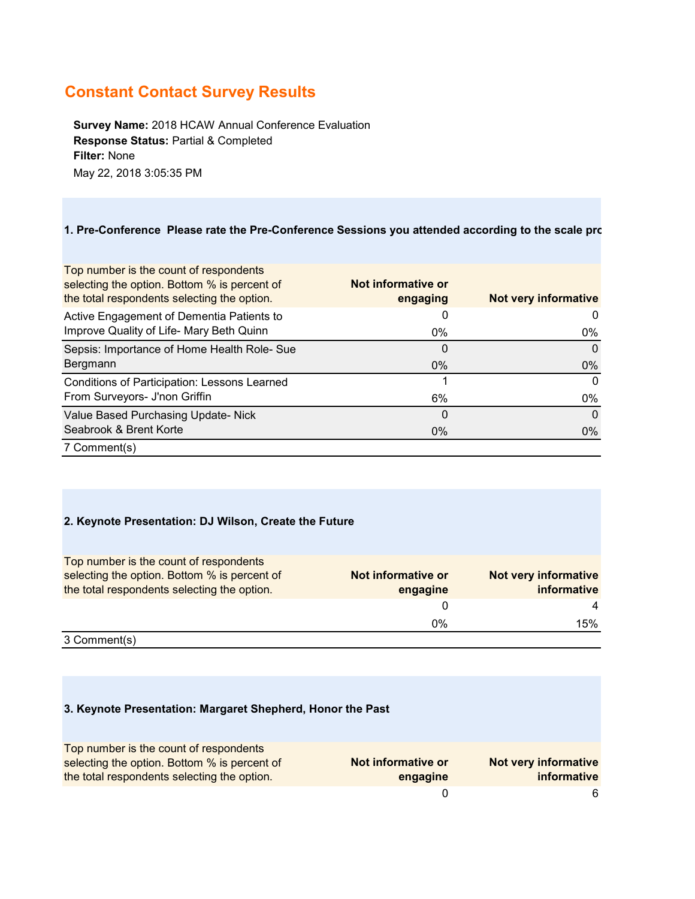## Constant Contact Survey Results

**Survey Name:** 2018 HCAW Annual Conference Evaluation
**Response Status:** Partial & Completed
**Filter:** None
May 22, 2018 3:05:35 PM

### 1. Pre-Conference Please rate the Pre-Conference Sessions you attended according to the scale pro

| Top number is the count of respondents selecting the option. Bottom % is percent of the total respondents selecting the option. | Not informative or engaging | Not very informative |
|---|---|---|
| Active Engagement of Dementia Patients to Improve Quality of Life- Mary Beth Quinn | 0<br>0% | 0<br>0% |
| Sepsis: Importance of Home Health Role- Sue Bergmann | 0<br>0% | 0<br>0% |
| Conditions of Participation: Lessons Learned From Surveyors- J'non Griffin | 1<br>6% | 0<br>0% |
| Value Based Purchasing Update- Nick Seabrook & Brent Korte | 0<br>0% | 0<br>0% |
| 7 Comment(s) | | |

### 2. Keynote Presentation: DJ Wilson, Create the Future

| Top number is the count of respondents selecting the option. Bottom % is percent of the total respondents selecting the option. | Not informative or engagine | Not very informative informative |
|---|---|---|
| | 0<br>0% | 4<br>15% |
| 3 Comment(s) | | |

### 3. Keynote Presentation: Margaret Shepherd, Honor the Past

| Top number is the count of respondents selecting the option. Bottom % is percent of the total respondents selecting the option. | Not informative or engagine | Not very informative informative |
|---|---|---|
| | 0 | 6 |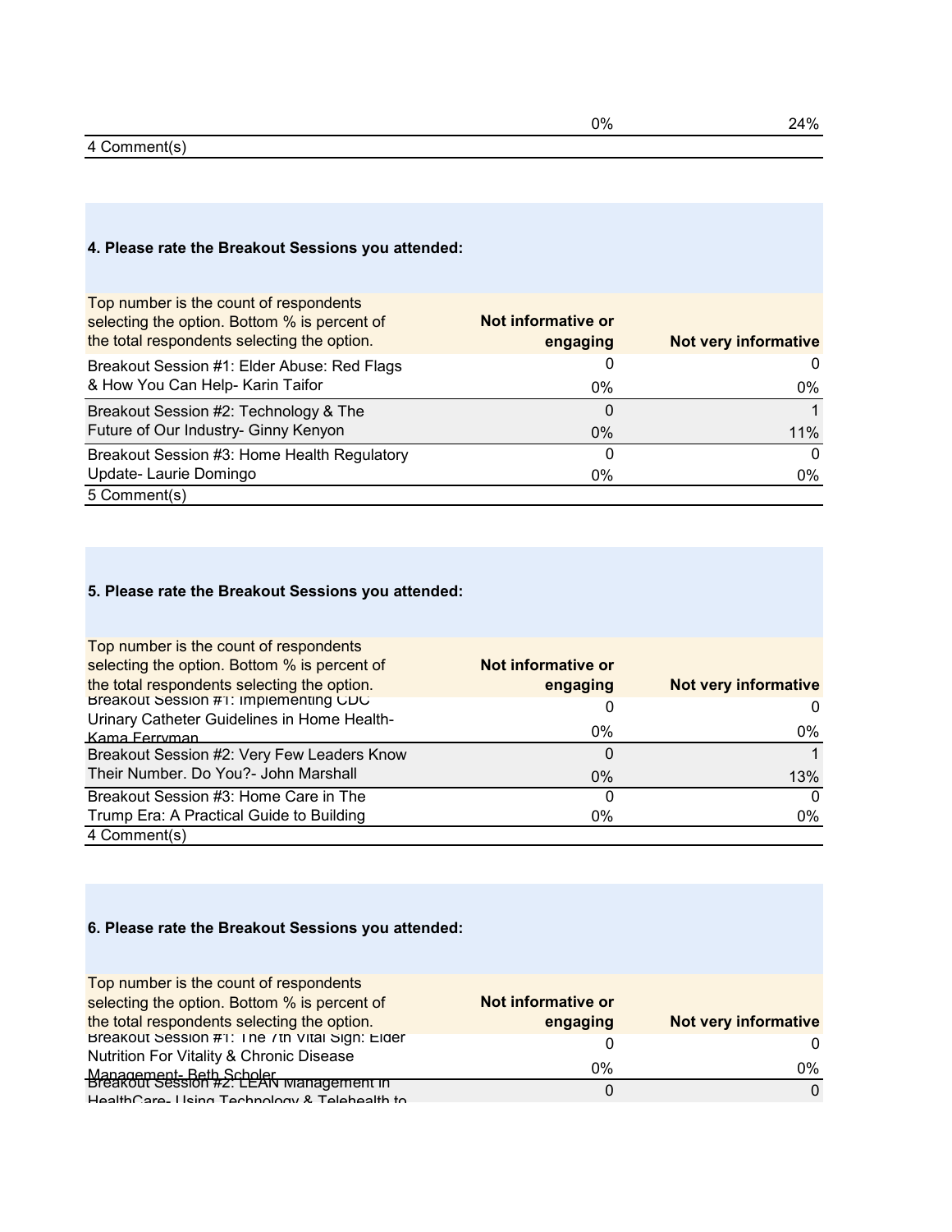| | 0% | 24% |
|---|---|---|
| 4 Comment(s) | | |

### 4. Please rate the Breakout Sessions you attended:

| Top number is the count of respondents selecting the option. Bottom % is percent of the total respondents selecting the option. | Not informative or engaging | Not very informative |
|---|---|---|
| Breakout Session #1: Elder Abuse: Red Flags & How You Can Help- Karin Taifor | 0<br>0% | 0<br>0% |
| Breakout Session #2: Technology & The Future of Our Industry- Ginny Kenyon | 0<br>0% | 1<br>11% |
| Breakout Session #3: Home Health Regulatory Update- Laurie Domingo | 0<br>0% | 0<br>0% |
| 5 Comment(s) | | |

### 5. Please rate the Breakout Sessions you attended:

| Top number is the count of respondents selecting the option. Bottom % is percent of the total respondents selecting the option. | Not informative or engaging | Not very informative |
|---|---|---|
| Breakout Session #1: Implementing CDC Urinary Catheter Guidelines in Home Health- Kama Ferryman | 0<br>0% | 0<br>0% |
| Breakout Session #2: Very Few Leaders Know Their Number. Do You?- John Marshall | 0<br>0% | 1<br>13% |
| Breakout Session #3: Home Care in The Trump Era: A Practical Guide to Building | 0<br>0% | 0<br>0% |
| 4 Comment(s) | | |

### 6. Please rate the Breakout Sessions you attended:

| Top number is the count of respondents selecting the option. Bottom % is percent of the total respondents selecting the option. | Not informative or engaging | Not very informative |
|---|---|---|
| Breakout Session #1: The 7th Vital Sign: Elder Nutrition For Vitality & Chronic Disease Management- Beth Scholer | 0<br>0% | 0<br>0% |
| Breakout Session #2: LEAN Management in HealthCare- Using Technology & Telehealth to | 0 | 0 |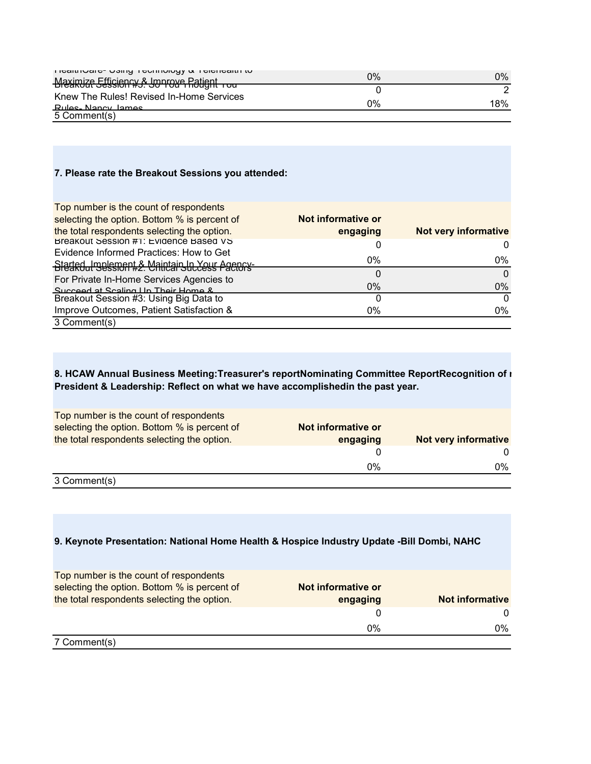| | | |
|---|---|---|
| HealthCare- Using Technology & Telehealth to Maximize Efficiency & Improve Patient | 0% | 0% |
| Breakout Session #3: So You Thought You Knew The Rules! Revised In-Home Services Rules- Nancy James | 0 | 2 |
| | 0% | 18% |
| 5 Comment(s) | | |

**7. Please rate the Breakout Sessions you attended:**

| Top number is the count of respondents selecting the option. Bottom % is percent of the total respondents selecting the option. | Not informative or engaging | Not very informative |
|---|---|---|
| Breakout Session #1: Evidence Based VS Evidence Informed Practices: How to Get Started, Implement & Maintain In Your Agency- | 0 | 0 |
| | 0% | 0% |
| Breakout Session #2: Critical Success Factors For Private In-Home Services Agencies to Succeed at Scaling Up Their Home & | 0 | 0 |
| | 0% | 0% |
| Breakout Session #3: Using Big Data to Improve Outcomes, Patient Satisfaction & | 0 | 0 |
| | 0% | 0% |
| 3 Comment(s) | | |

**8. HCAW Annual Business Meeting:Treasurer's reportNominating Committee ReportRecognition of r President & Leadership: Reflect on what we have accomplishedin the past year.**

| Top number is the count of respondents selecting the option. Bottom % is percent of the total respondents selecting the option. | Not informative or engaging | Not very informative |
|---|---|---|
| | 0 | 0 |
| | 0% | 0% |
| 3 Comment(s) | | |

**9. Keynote Presentation: National Home Health & Hospice Industry Update -Bill Dombi, NAHC**

| Top number is the count of respondents selecting the option. Bottom % is percent of the total respondents selecting the option. | Not informative or engaging | Not informative |
|---|---|---|
| | 0 | 0 |
| | 0% | 0% |
| 7 Comment(s) | | |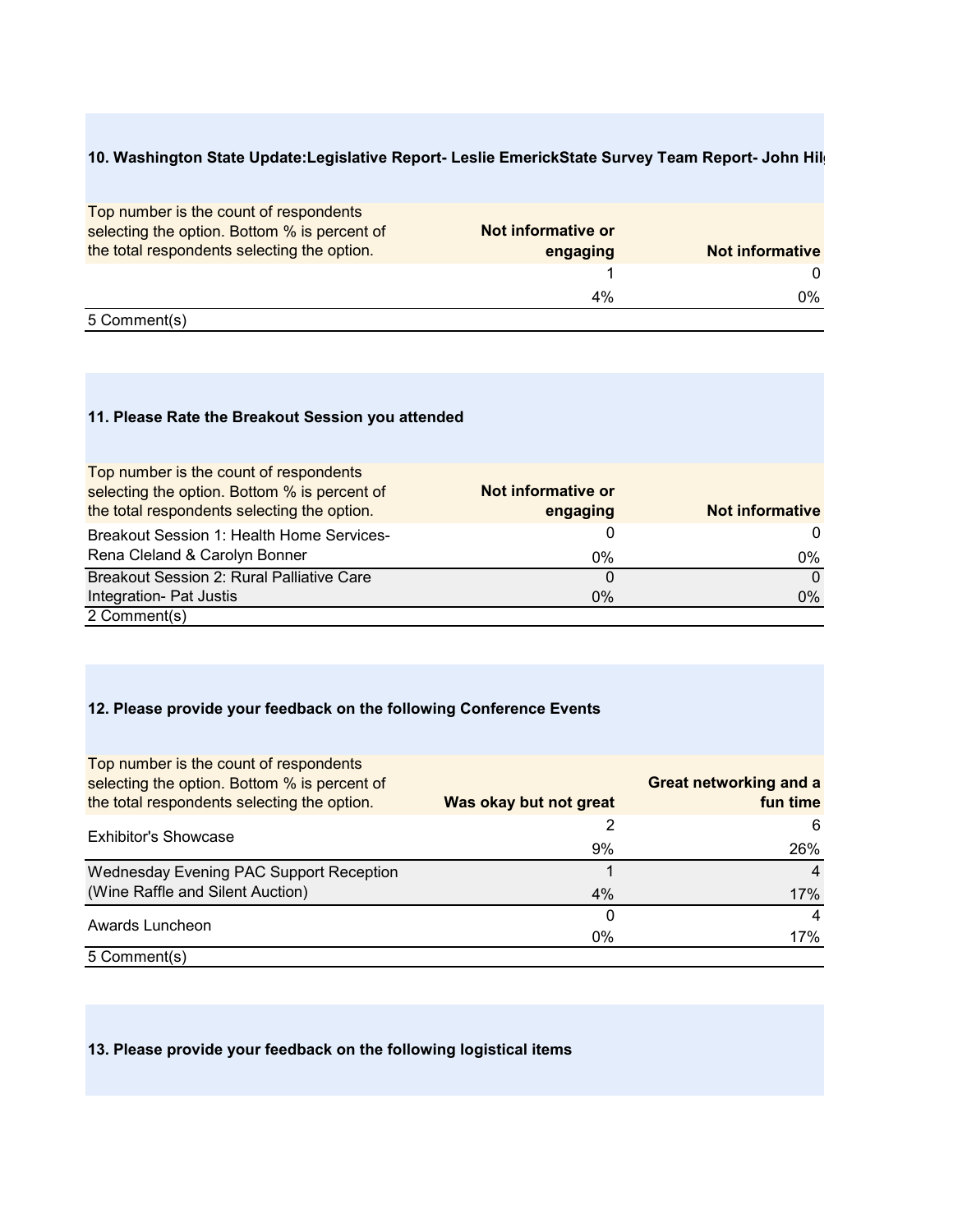#### 10. Washington State Update:Legislative Report- Leslie EmerickState Survey Team Report- John Hilg

| Top number is the count of respondents selecting the option. Bottom % is percent of the total respondents selecting the option. | Not informative or engaging | Not informative |
|---|---|---|
| | 1 | 0 |
| | 4% | 0% |

5 Comment(s)

#### 11. Please Rate the Breakout Session you attended

| Top number is the count of respondents selecting the option. Bottom % is percent of the total respondents selecting the option. | Not informative or engaging | Not informative |
|---|---|---|
| Breakout Session 1: Health Home Services- Rena Cleland & Carolyn Bonner | 0 | 0 |
| | 0% | 0% |
| Breakout Session 2: Rural Palliative Care Integration- Pat Justis | 0 | 0 |
| | 0% | 0% |

2 Comment(s)

#### 12. Please provide your feedback on the following Conference Events

| Top number is the count of respondents selecting the option. Bottom % is percent of the total respondents selecting the option. | Was okay but not great | Great networking and a fun time |
|---|---|---|
| Exhibitor's Showcase | 2 | 6 |
| | 9% | 26% |
| Wednesday Evening PAC Support Reception (Wine Raffle and Silent Auction) | 1 | 4 |
| | 4% | 17% |
| Awards Luncheon | 0 | 4 |
| | 0% | 17% |

5 Comment(s)

#### 13. Please provide your feedback on the following logistical items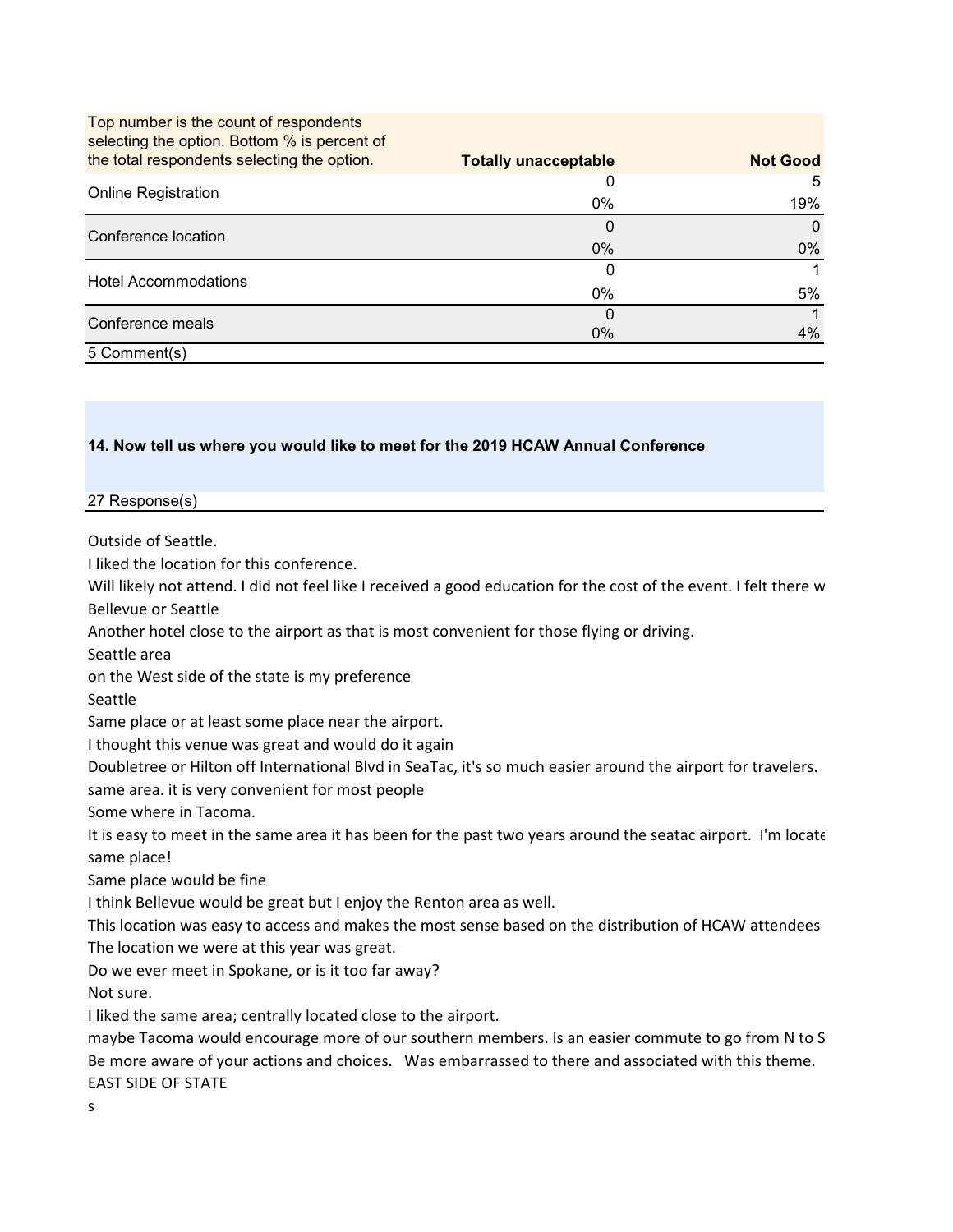| Top number is the count of respondents selecting the option. Bottom % is percent of the total respondents selecting the option. | Totally unacceptable | Not Good |
|---|---|---|
| Online Registration | 0<br>0% | 5<br>19% |
| Conference location | 0<br>0% | 0<br>0% |
| Hotel Accommodations | 0<br>0% | 1<br>5% |
| Conference meals | 0<br>0% | 1<br>4% |
| 5 Comment(s) | | |

**14. Now tell us where you would like to meet for the 2019 HCAW Annual Conference**

27 Response(s)

Outside of Seattle.
I liked the location for this conference.
Will likely not attend. I did not feel like I received a good education for the cost of the event. I felt there w
Bellevue or Seattle
Another hotel close to the airport as that is most convenient for those flying or driving.
Seattle area
on the West side of the state is my preference
Seattle
Same place or at least some place near the airport.
I thought this venue was great and would do it again
Doubletree or Hilton off International Blvd in SeaTac, it's so much easier around the airport for travelers.
same area. it is very convenient for most people
Some where in Tacoma.
It is easy to meet in the same area it has been for the past two years around the seatac airport. I'm locate
same place!
Same place would be fine
I think Bellevue would be great but I enjoy the Renton area as well.
This location was easy to access and makes the most sense based on the distribution of HCAW attendees
The location we were at this year was great.
Do we ever meet in Spokane, or is it too far away?
Not sure.
I liked the same area; centrally located close to the airport.
maybe Tacoma would encourage more of our southern members. Is an easier commute to go from N to S
Be more aware of your actions and choices. Was embarrassed to there and associated with this theme.
EAST SIDE OF STATE
s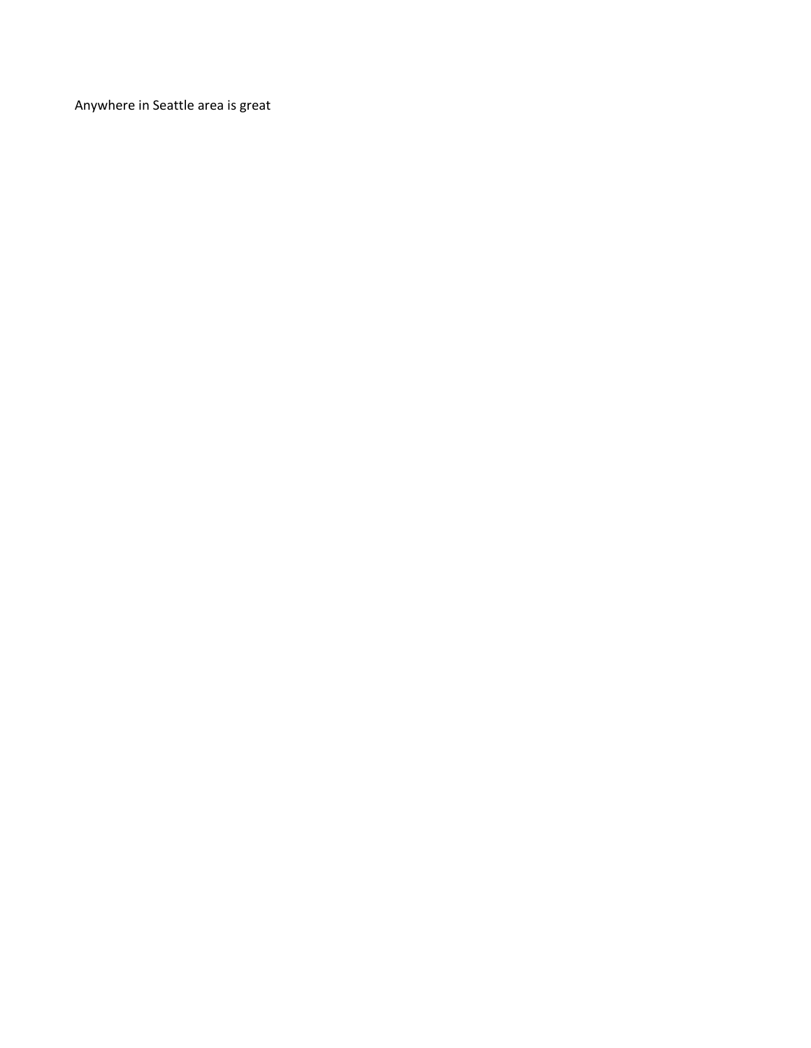Anywhere in Seattle area is great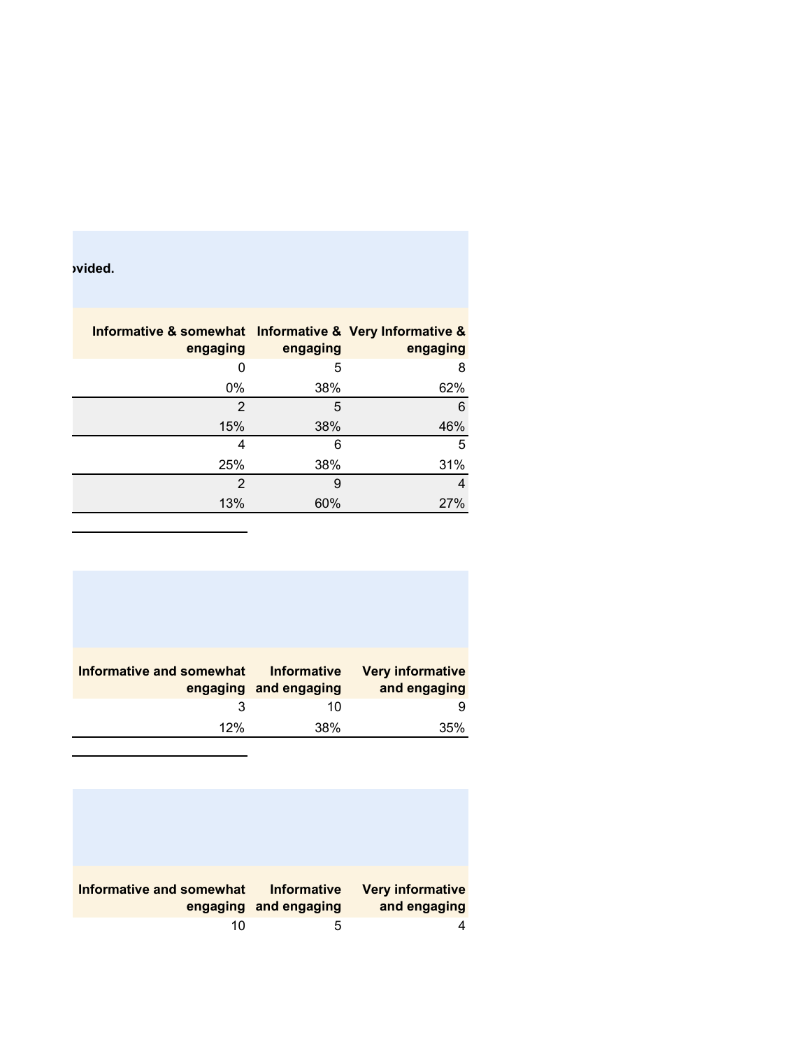ovided.

| Informative & somewhat engaging | Informative & engaging | Very Informative & engaging |
|---|---|---|
| 0 | 5 | 8 |
| 0% | 38% | 62% |
| 2 | 5 | 6 |
| 15% | 38% | 46% |
| 4 | 6 | 5 |
| 25% | 38% | 31% |
| 2 | 9 | 4 |
| 13% | 60% | 27% |

| Informative and somewhat engaging | Informative and engaging | Very informative and engaging |
|---|---|---|
| 3 | 10 | 9 |
| 12% | 38% | 35% |

| Informative and somewhat engaging | Informative and engaging | Very informative and engaging |
|---|---|---|
| 10 | 5 | 4 |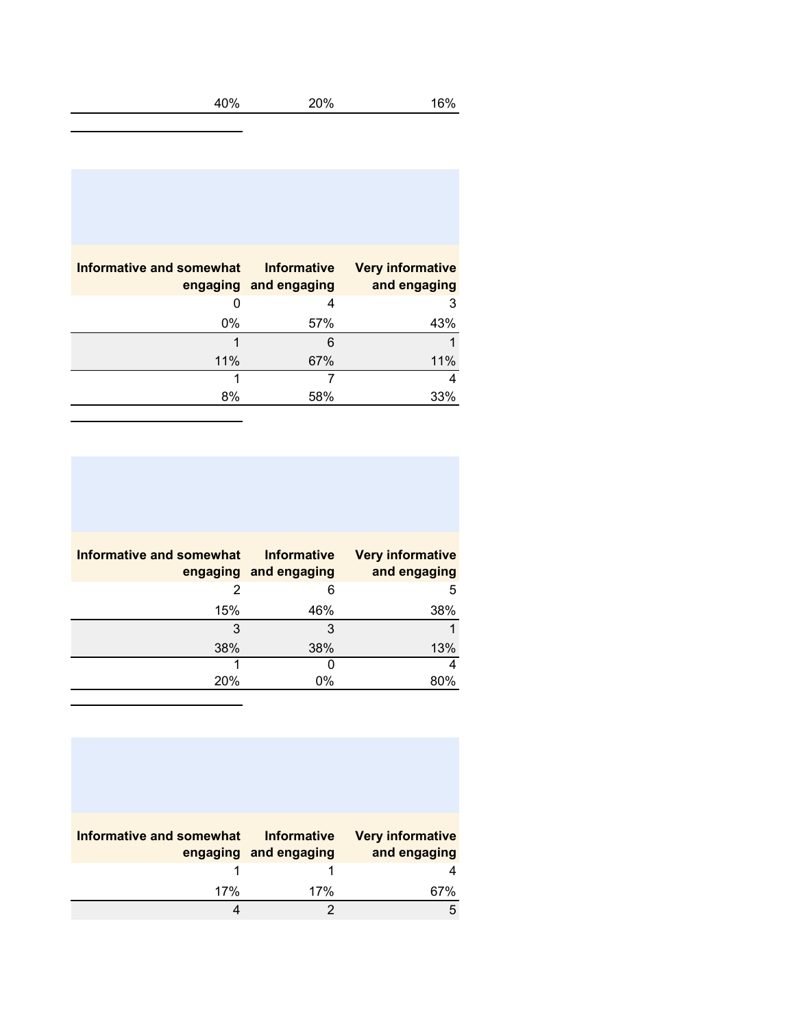| | | |
|---|---|---|
| 40% | 20% | 16% |

| Informative and somewhat engaging | Informative and engaging | Very informative and engaging |
|---|---|---|
| 0 | 4 | 3 |
| 0% | 57% | 43% |
| 1 | 6 | 1 |
| 11% | 67% | 11% |
| 1 | 7 | 4 |
| 8% | 58% | 33% |

| Informative and somewhat engaging | Informative and engaging | Very informative and engaging |
|---|---|---|
| 2 | 6 | 5 |
| 15% | 46% | 38% |
| 3 | 3 | 1 |
| 38% | 38% | 13% |
| 1 | 0 | 4 |
| 20% | 0% | 80% |

| Informative and somewhat engaging | Informative and engaging | Very informative and engaging |
|---|---|---|
| 1 | 1 | 4 |
| 17% | 17% | 67% |
| 4 | 2 | 5 |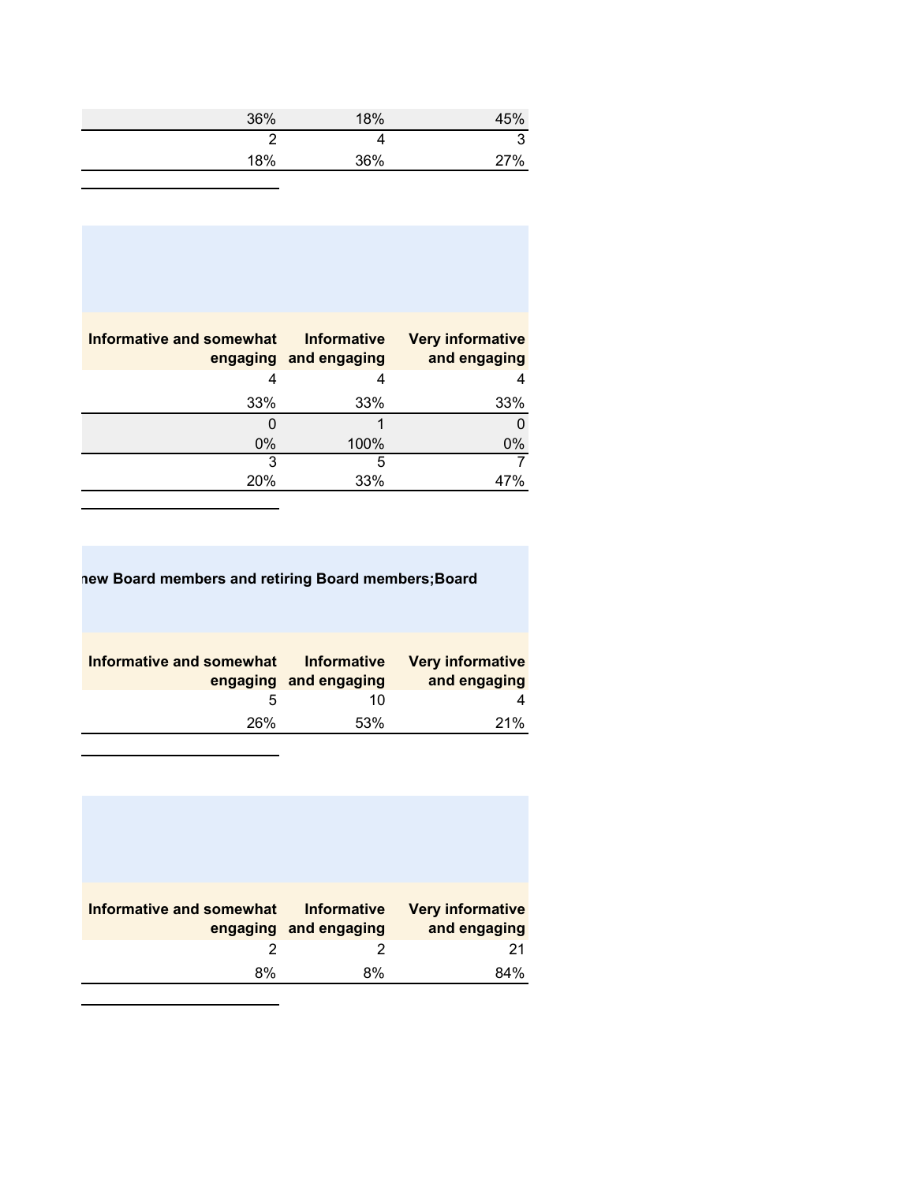| | | |
|---|---|---|
| 36% | 18% | 45% |
| 2 | 4 | 3 |
| 18% | 36% | 27% |

| Informative and somewhat engaging | Informative and engaging | Very informative and engaging |
|---|---|---|
| 4 | 4 | 4 |
| 33% | 33% | 33% |
| 0 | 1 | 0 |
| 0% | 100% | 0% |
| 3 | 5 | 7 |
| 20% | 33% | 47% |

**new Board members and retiring Board members;Board**

| Informative and somewhat engaging | Informative and engaging | Very informative and engaging |
|---|---|---|
| 5 | 10 | 4 |
| 26% | 53% | 21% |

| Informative and somewhat engaging | Informative and engaging | Very informative and engaging |
|---|---|---|
| 2 | 2 | 21 |
| 8% | 8% | 84% |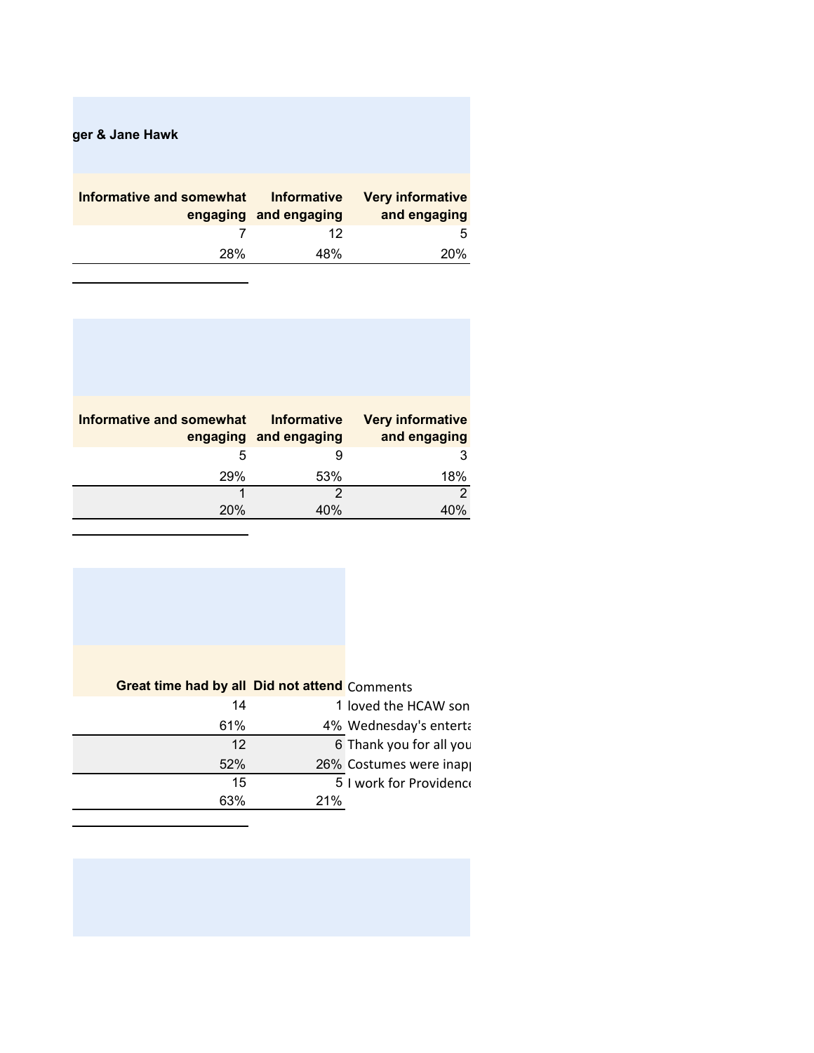ger & Jane Hawk

| Informative and somewhat engaging | Informative and engaging | Very informative and engaging |
|---|---|---|
| 7 | 12 | 5 |
| 28% | 48% | 20% |

| Informative and somewhat engaging | Informative and engaging | Very informative and engaging |
|---|---|---|
| 5 | 9 | 3 |
| 29% | 53% | 18% |
| 1 | 2 | 2 |
| 20% | 40% | 40% |

| Great time had by all | Did not attend | Comments |
|---|---|---|
| 14 | 1 | loved the HCAW son |
| 61% | 4% | Wednesday's enterta |
| 12 | 6 | Thank you for all you |
| 52% | 26% | Costumes were inap |
| 15 | 5 | I work for Providence |
| 63% | 21% | |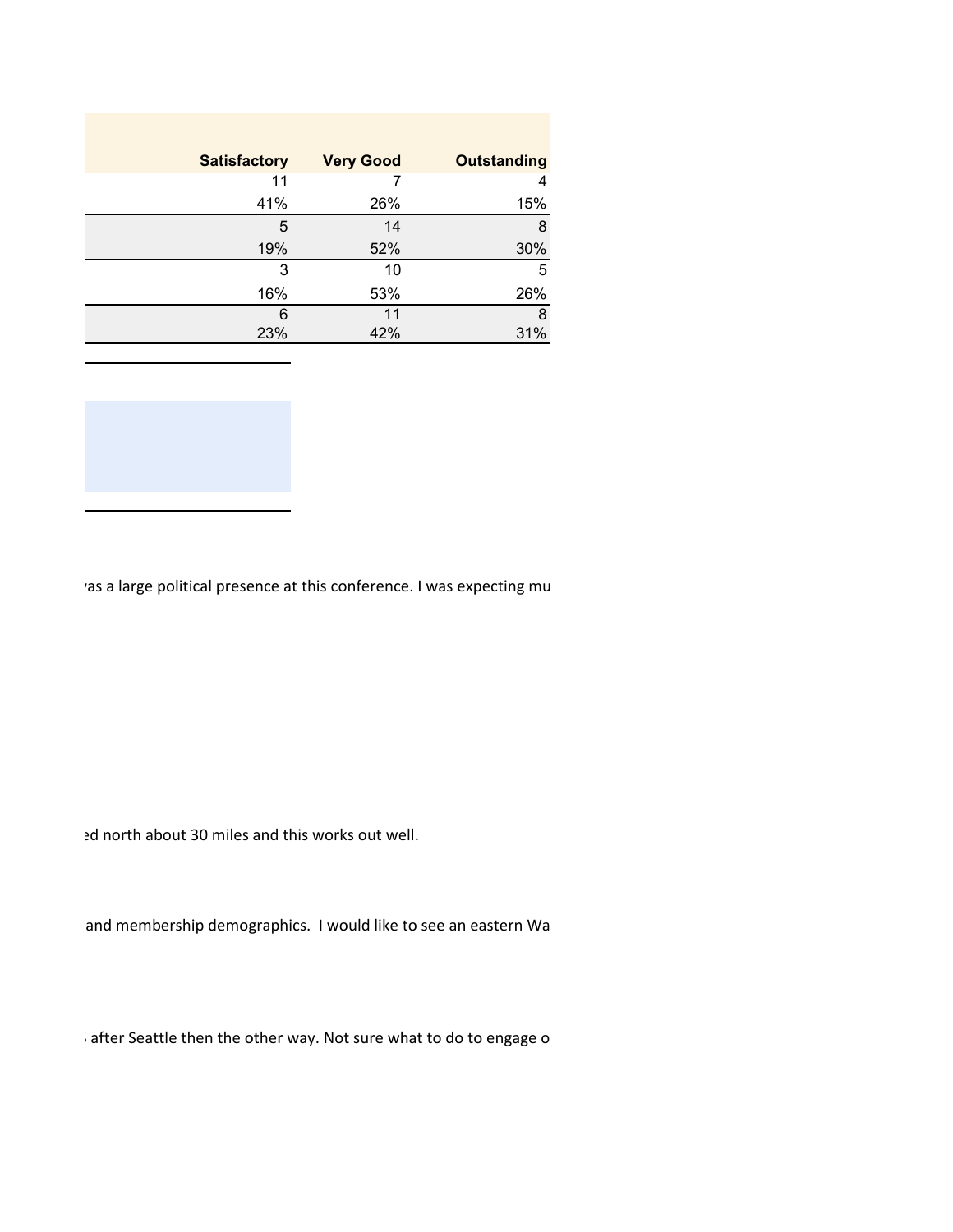| Satisfactory | Very Good | Outstanding |
|---|---|---|
| 11 | 7 | 4 |
| 41% | 26% | 15% |
| 5 | 14 | 8 |
| 19% | 52% | 30% |
| 3 | 10 | 5 |
| 16% | 53% | 26% |
| 6 | 11 | 8 |
| 23% | 42% | 31% |

ras a large political presence at this conference. I was expecting mu

ed north about 30 miles and this works out well.

and membership demographics. I would like to see an eastern Wa

after Seattle then the other way. Not sure what to do to engage o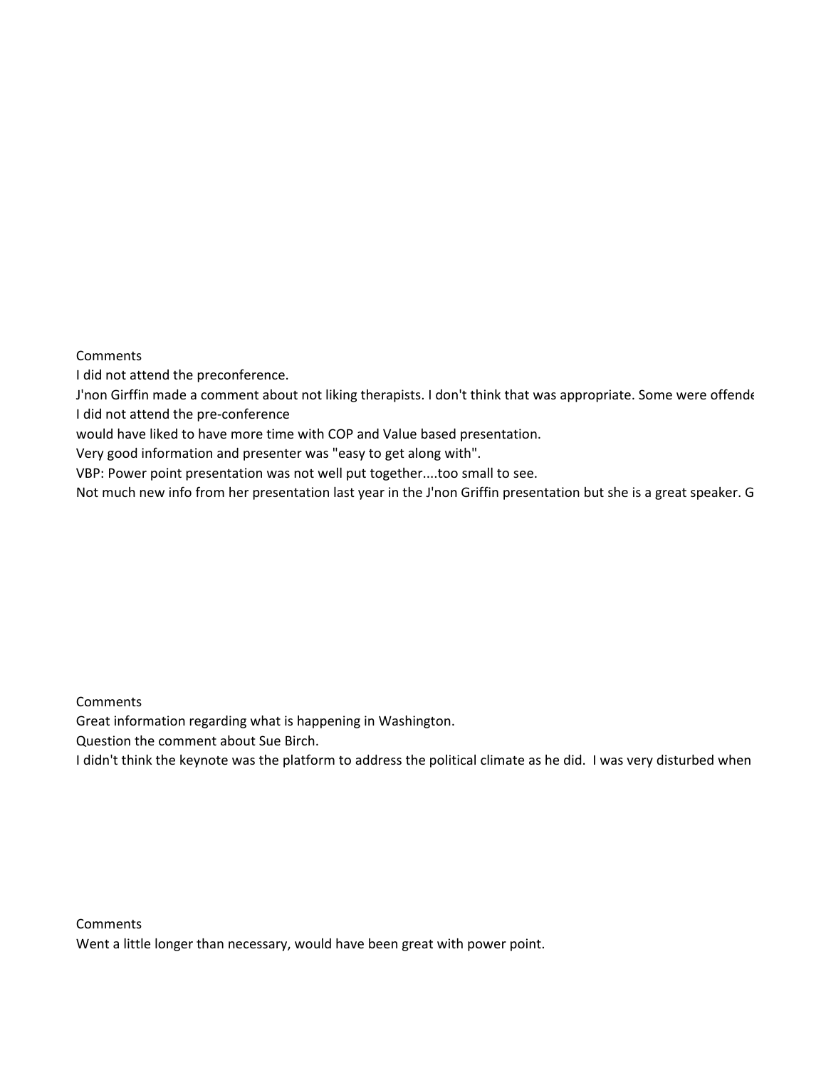Comments

I did not attend the preconference.

J'non Girffin made a comment about not liking therapists. I don't think that was appropriate. Some were offende

I did not attend the pre-conference

would have liked to have more time with COP and Value based presentation.

Very good information and presenter was "easy to get along with".

VBP: Power point presentation was not well put together....too small to see.

Not much new info from her presentation last year in the J'non Griffin presentation but she is a great speaker. G

Comments

Great information regarding what is happening in Washington.

Question the comment about Sue Birch.

I didn't think the keynote was the platform to address the political climate as he did. I was very disturbed when

Comments

Went a little longer than necessary, would have been great with power point.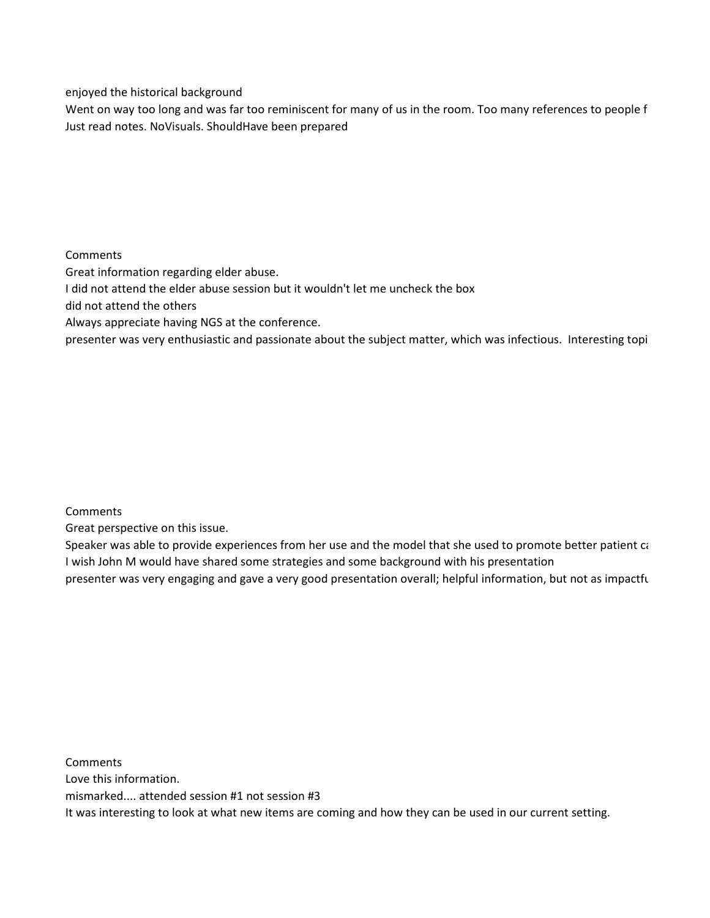enjoyed the historical background

Went on way too long and was far too reminiscent for many of us in the room. Too many references to people f

Just read notes. NoVisuals. ShouldHave been prepared

Comments

Great information regarding elder abuse.

I did not attend the elder abuse session but it wouldn't let me uncheck the box

did not attend the others

Always appreciate having NGS at the conference.

presenter was very enthusiastic and passionate about the subject matter, which was infectious. Interesting topi

Comments

Great perspective on this issue.

Speaker was able to provide experiences from her use and the model that she used to promote better patient ca

I wish John M would have shared some strategies and some background with his presentation

presenter was very engaging and gave a very good presentation overall; helpful information, but not as impactfu

Comments

Love this information.

mismarked.... attended session #1 not session #3

It was interesting to look at what new items are coming and how they can be used in our current setting.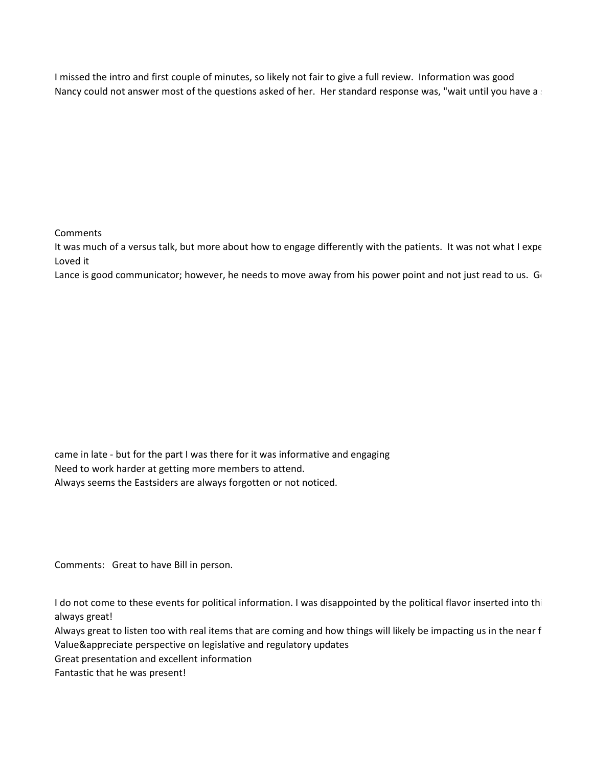I missed the intro and first couple of minutes, so likely not fair to give a full review. Information was good

Nancy could not answer most of the questions asked of her. Her standard response was, "wait until you have a s

Comments

It was much of a versus talk, but more about how to engage differently with the patients. It was not what I expe

Loved it

Lance is good communicator; however, he needs to move away from his power point and not just read to us. G

came in late - but for the part I was there for it was informative and engaging

Need to work harder at getting more members to attend.

Always seems the Eastsiders are always forgotten or not noticed.

Comments: Great to have Bill in person.

I do not come to these events for political information. I was disappointed by the political flavor inserted into thi

always great!

Always great to listen too with real items that are coming and how things will likely be impacting us in the near f

Value&appreciate perspective on legislative and regulatory updates

Great presentation and excellent information

Fantastic that he was present!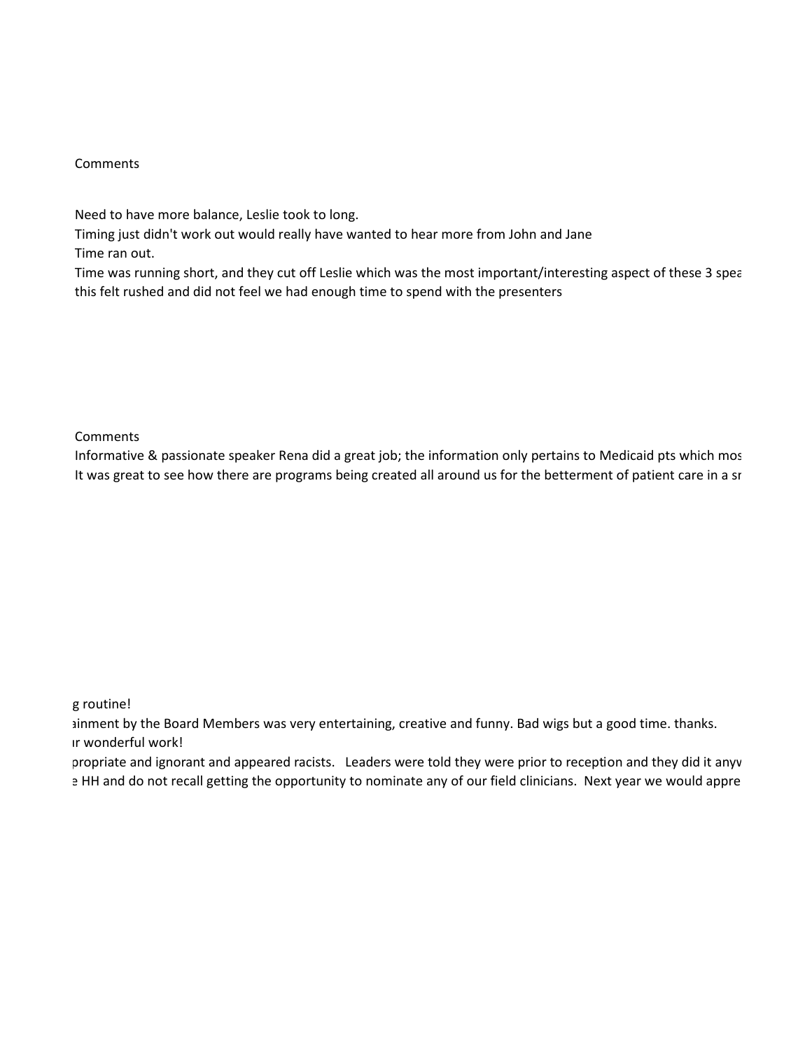Comments

Need to have more balance, Leslie took to long.
Timing just didn't work out would really have wanted to hear more from John and Jane
Time ran out.
Time was running short, and they cut off Leslie which was the most important/interesting aspect of these 3 spea
this felt rushed and did not feel we had enough time to spend with the presenters

Comments
Informative & passionate speaker Rena did a great job; the information only pertains to Medicaid pts which mos
It was great to see how there are programs being created all around us for the betterment of patient care in a sr

g routine!
ainment by the Board Members was very entertaining, creative and funny. Bad wigs but a good time. thanks.
ır wonderful work!
propriate and ignorant and appeared racists. Leaders were told they were prior to reception and they did it anyw
e HH and do not recall getting the opportunity to nominate any of our field clinicians. Next year we would appre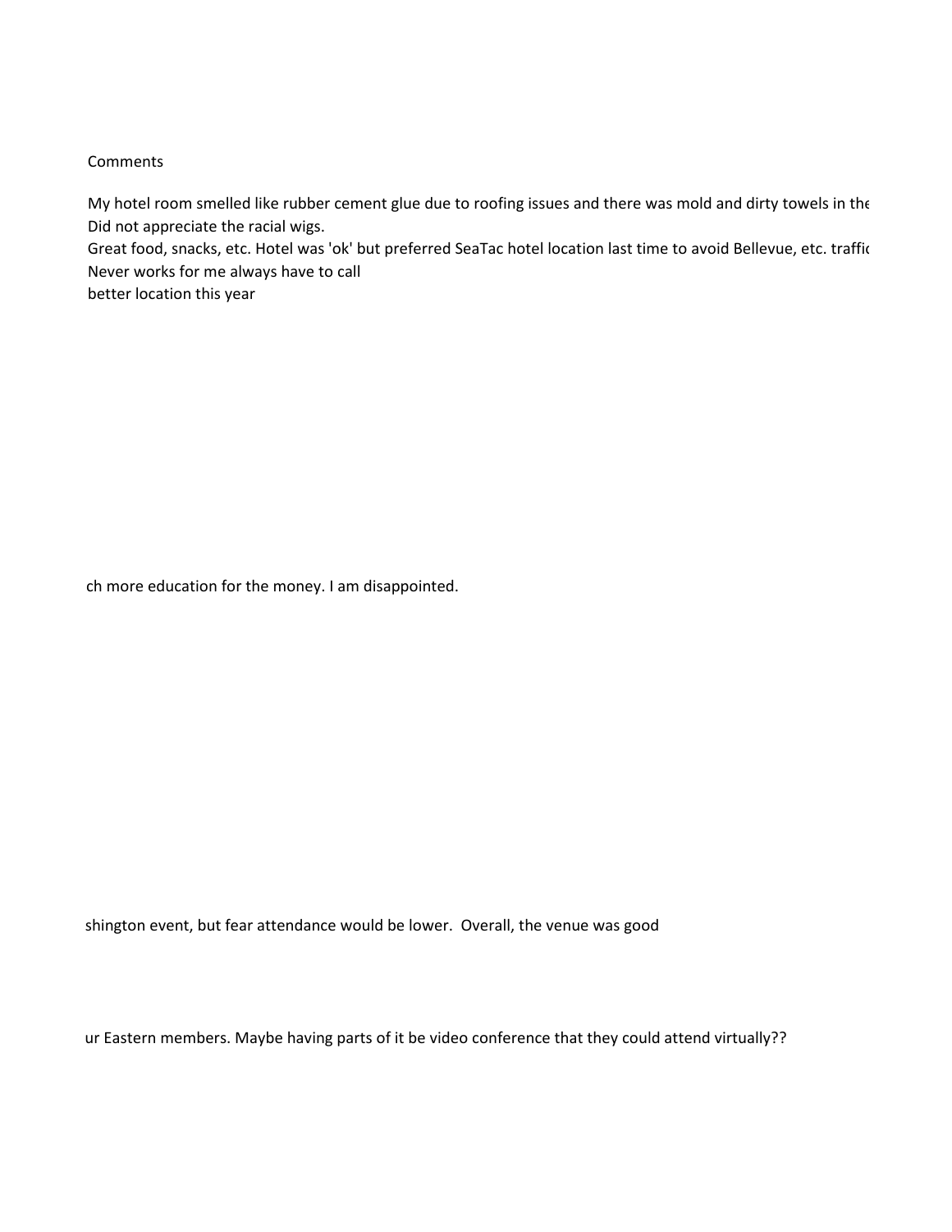Comments

My hotel room smelled like rubber cement glue due to roofing issues and there was mold and dirty towels in the

Did not appreciate the racial wigs.

Great food, snacks, etc. Hotel was 'ok' but preferred SeaTac hotel location last time to avoid Bellevue, etc. traffic

Never works for me always have to call

better location this year

ch more education for the money. I am disappointed.

shington event, but fear attendance would be lower. Overall, the venue was good

ur Eastern members. Maybe having parts of it be video conference that they could attend virtually??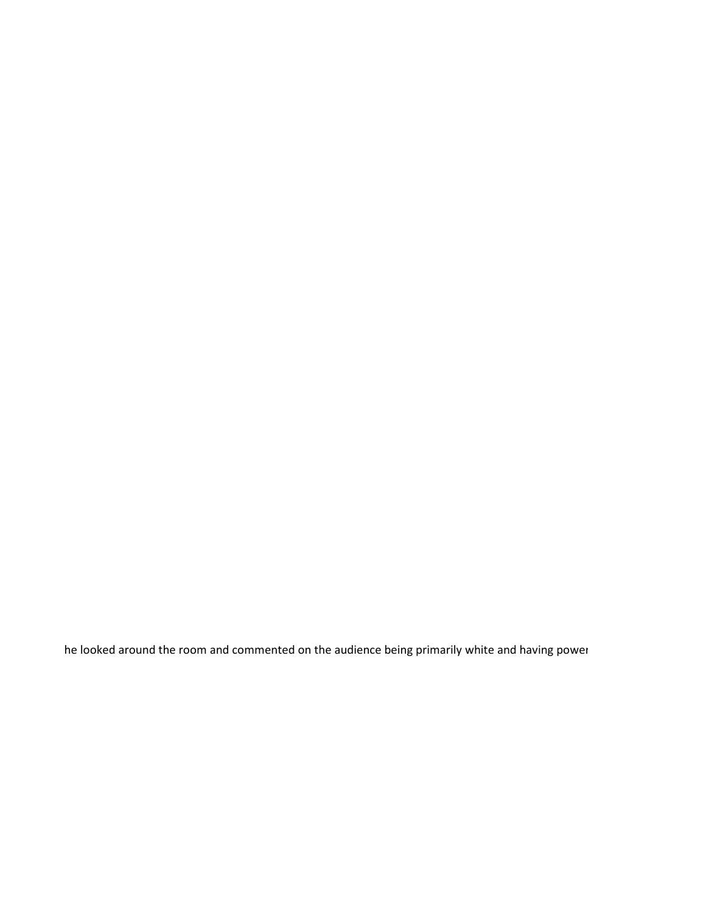he looked around the room and commented on the audience being primarily white and having power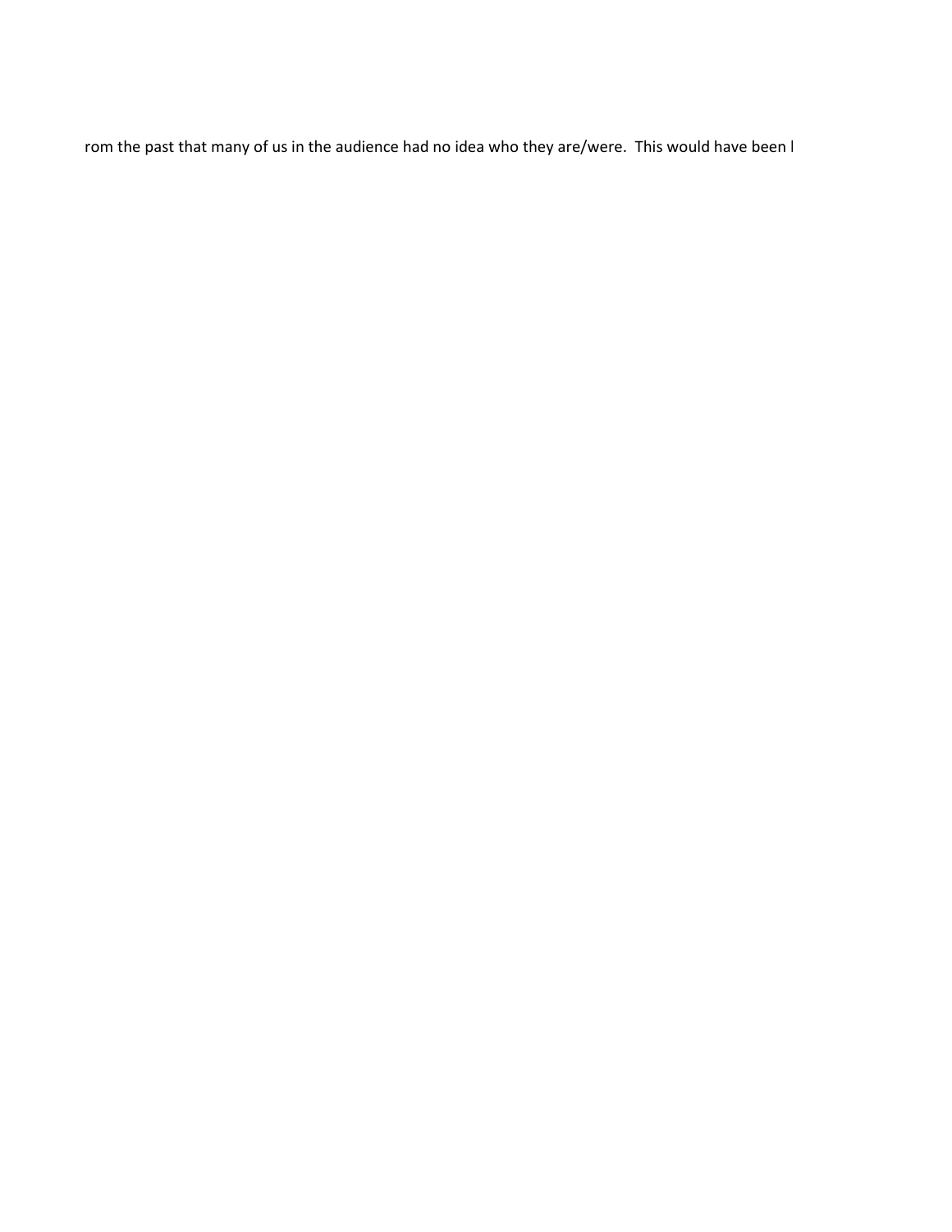rom the past that many of us in the audience had no idea who they are/were.  This would have been l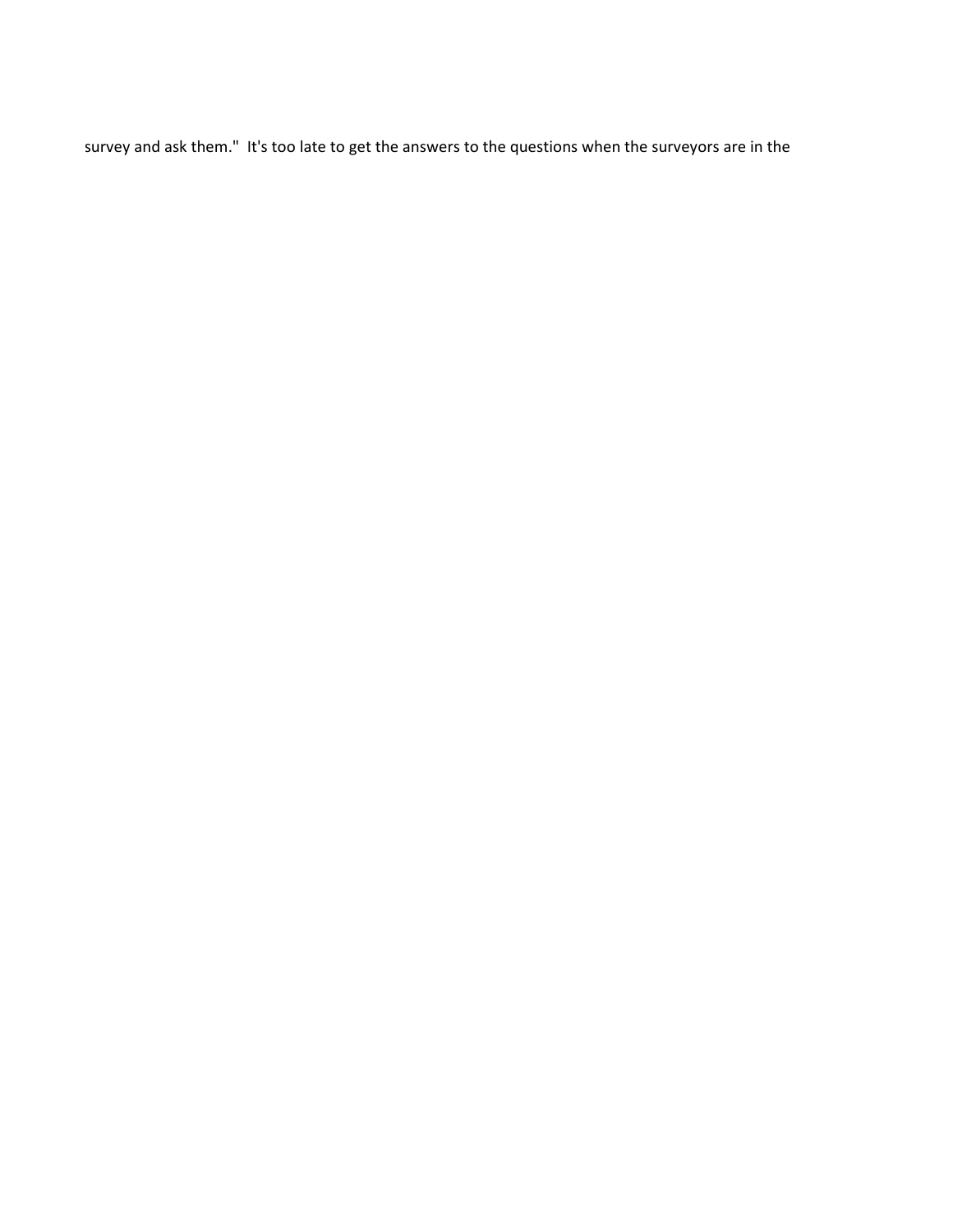survey and ask them."  It's too late to get the answers to the questions when the surveyors are in the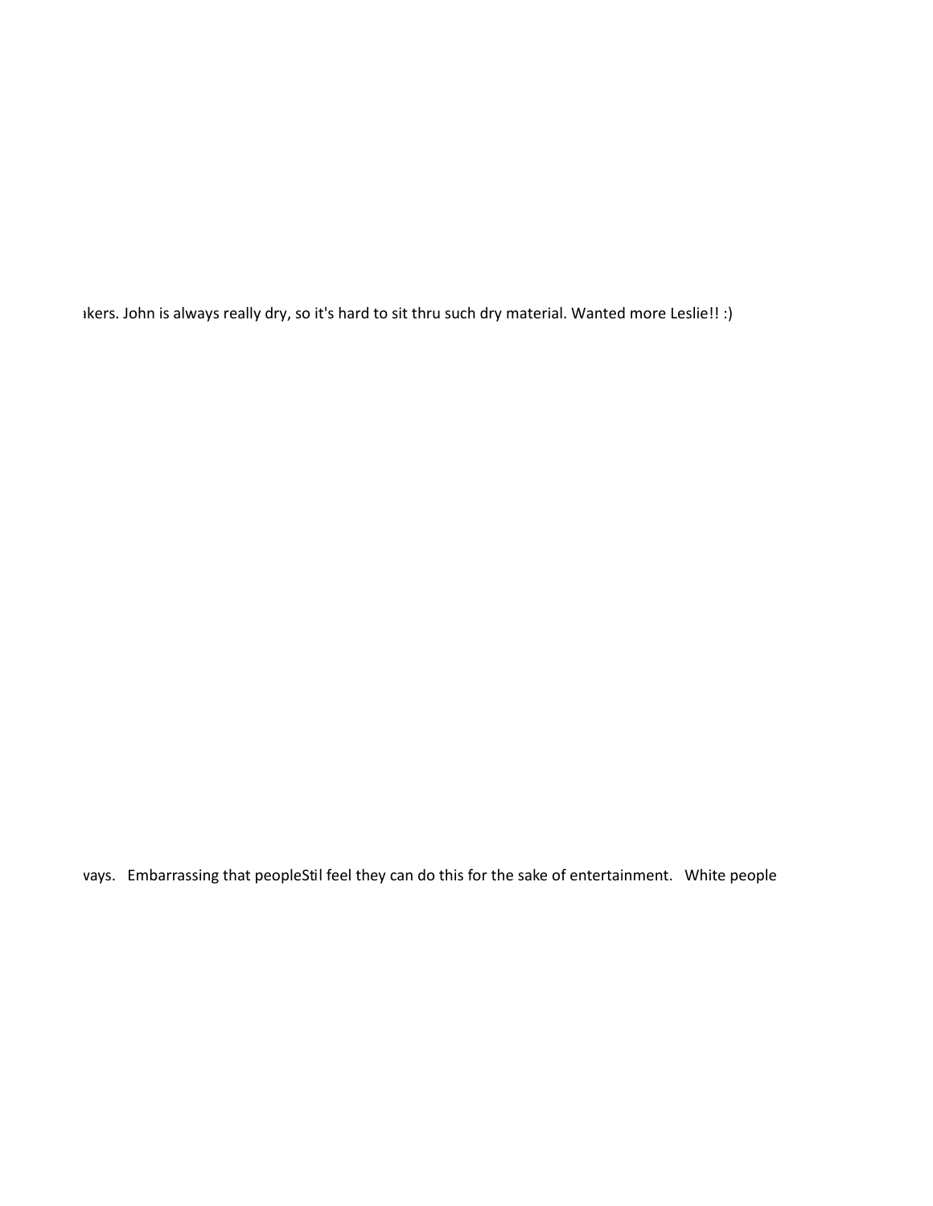ıkers. John is always really dry, so it's hard to sit thru such dry material. Wanted more Leslie!! :)

vays.   Embarrassing that peopleStil feel they can do this for the sake of entertainment.   White people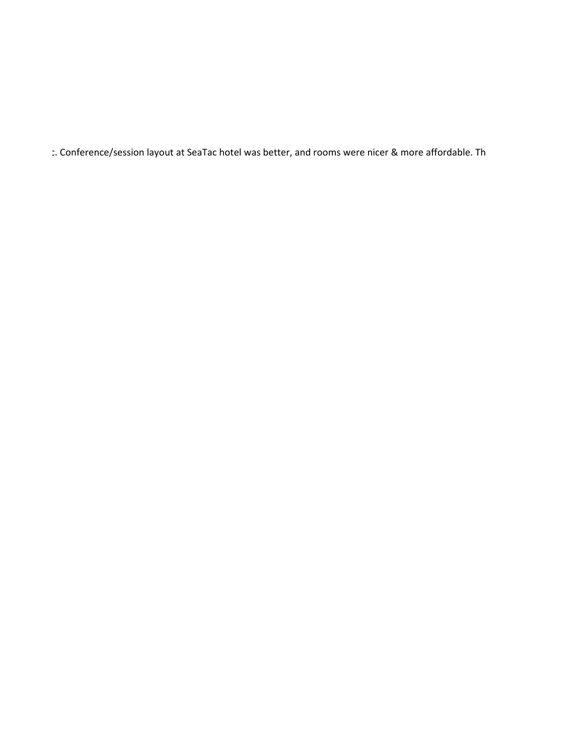:. Conference/session layout at SeaTac hotel was better, and rooms were nicer & more affordable. Th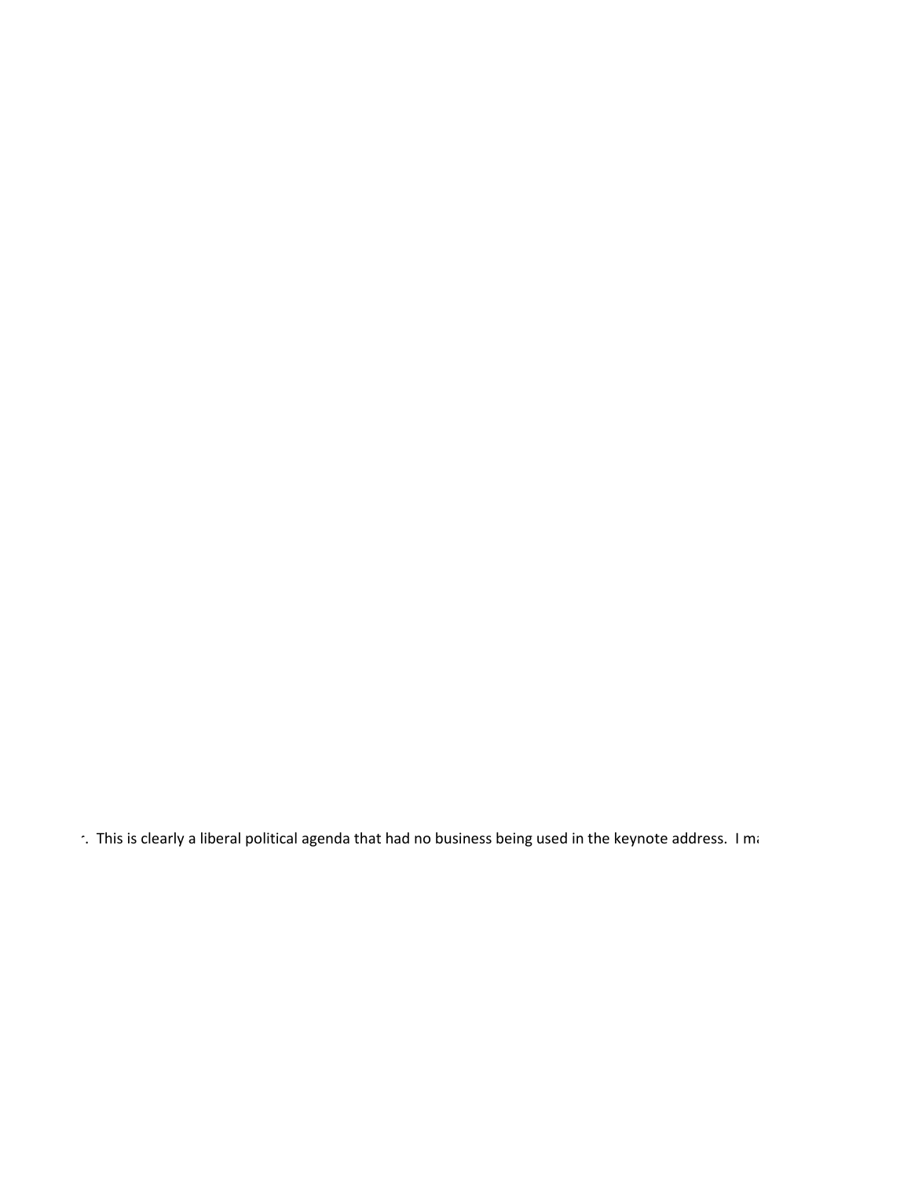·. This is clearly a liberal political agenda that had no business being used in the keynote address. I ma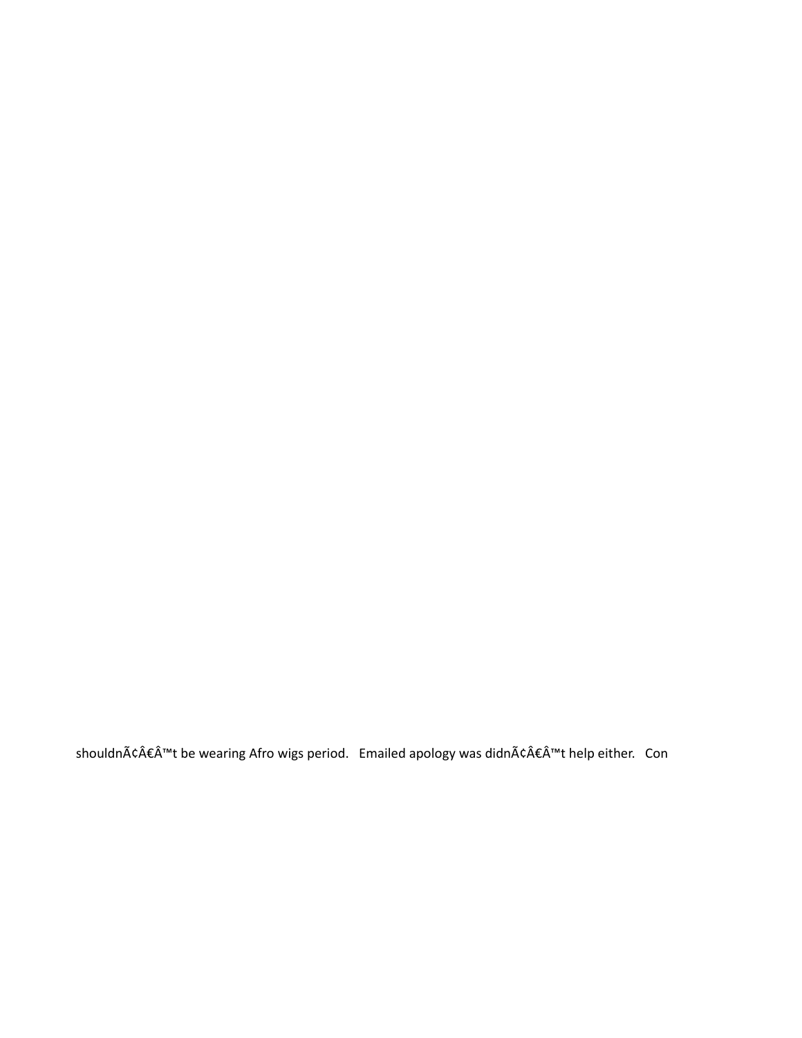shouldnÃ¢Â€Â™t be wearing Afro wigs period.   Emailed apology was didnÃ¢Â€Â™t help either.   Con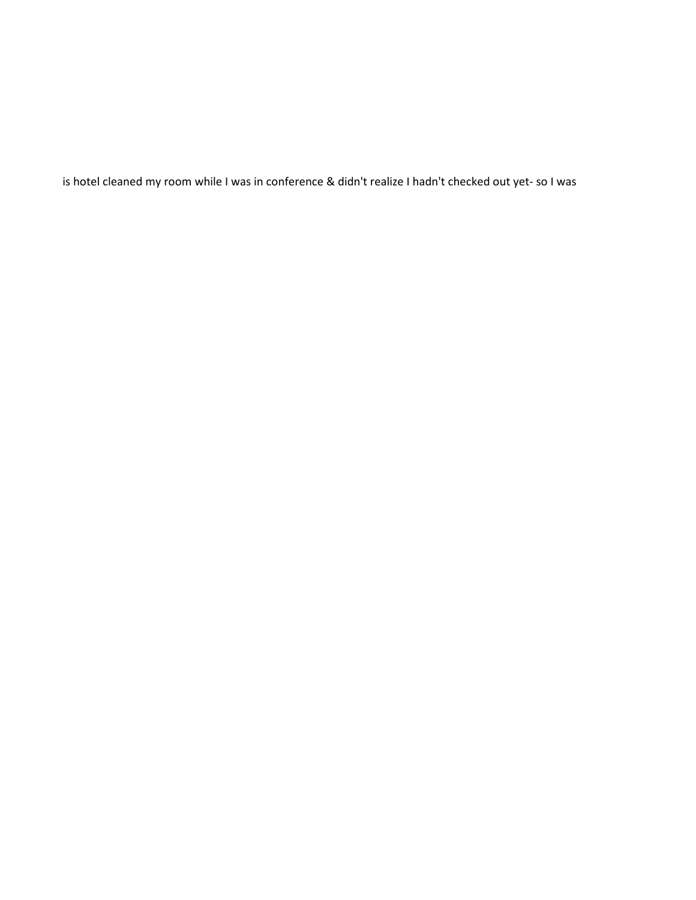is hotel cleaned my room while I was in conference & didn't realize I hadn't checked out yet- so I was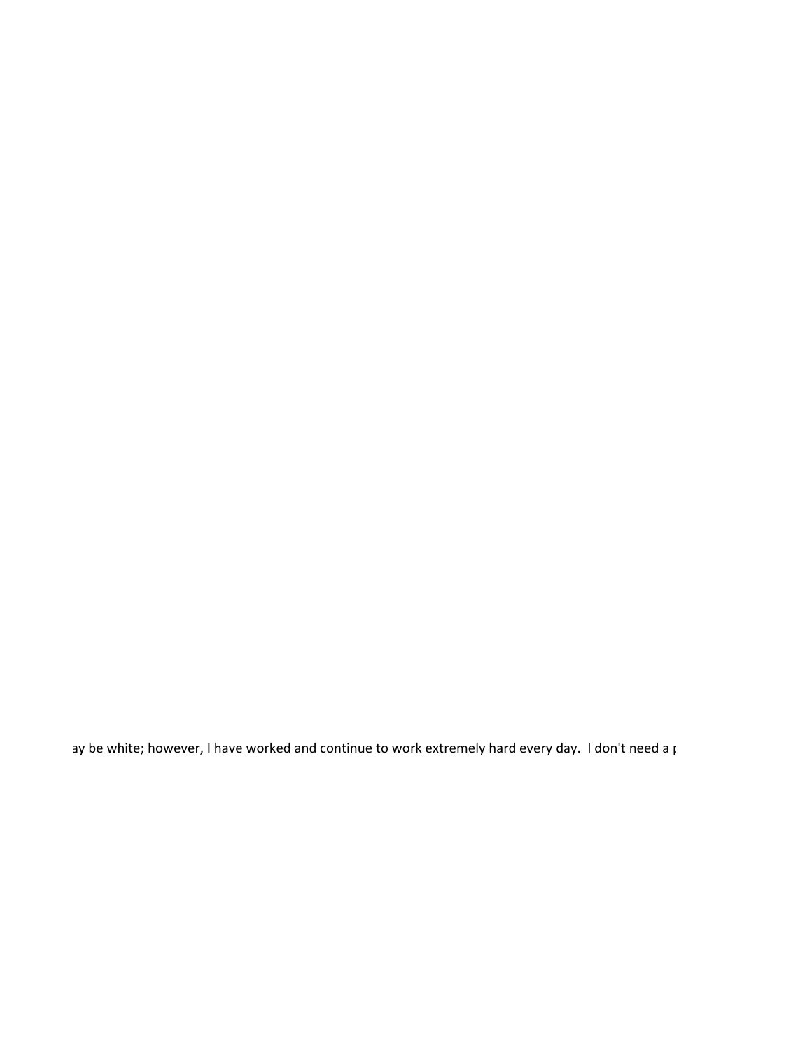ay be white; however, I have worked and continue to work extremely hard every day.  I don't need a p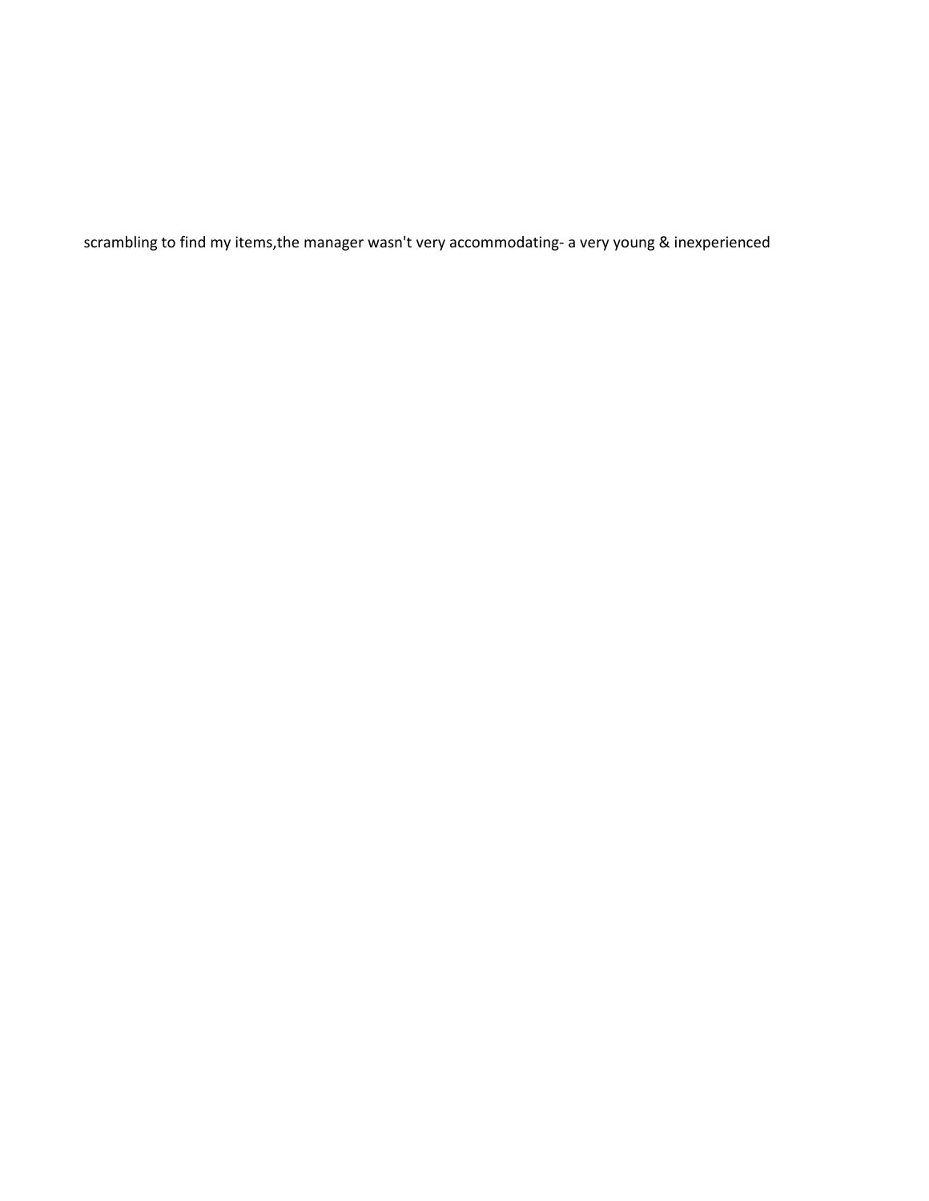scrambling to find my items,the manager wasn't very accommodating- a very young & inexperienced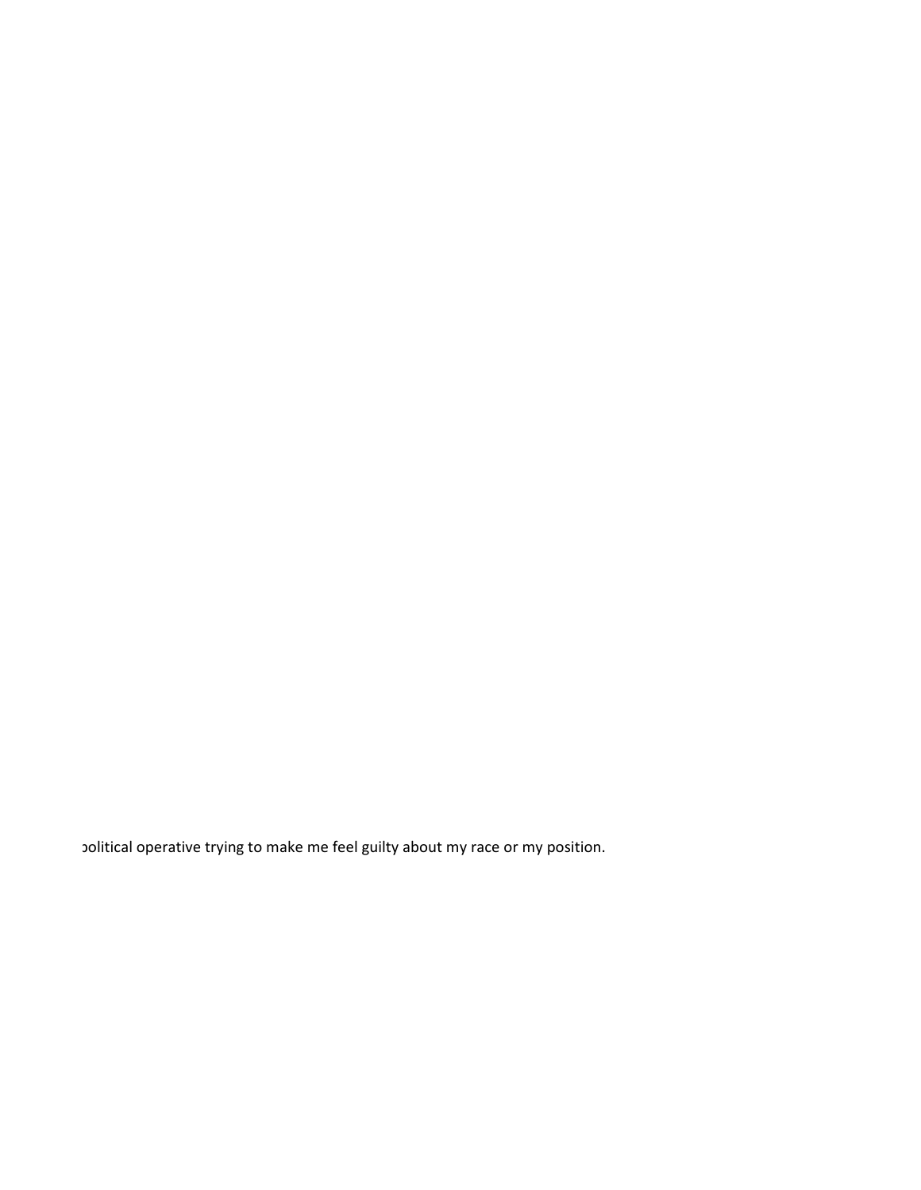political operative trying to make me feel guilty about my race or my position.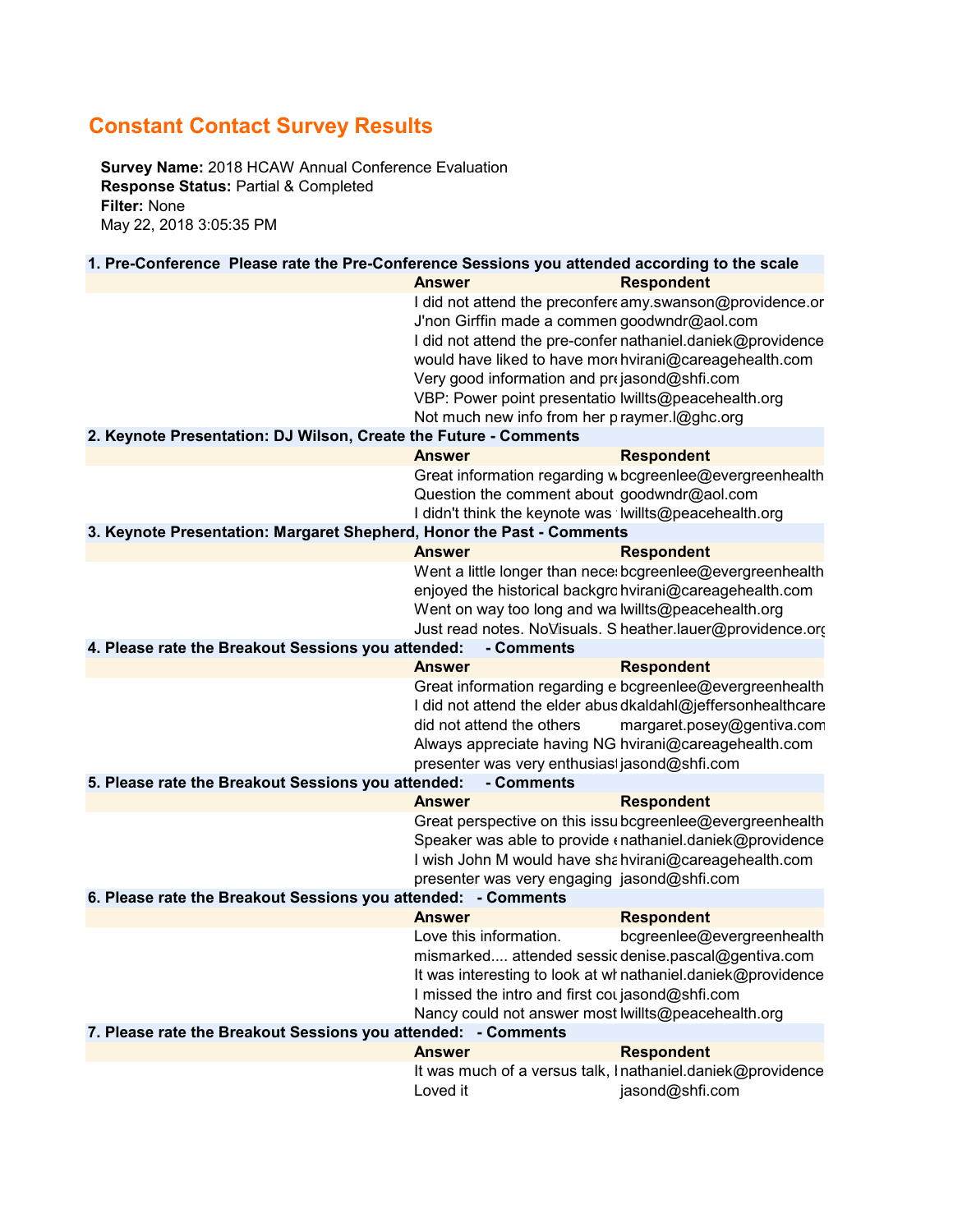# Constant Contact Survey Results

**Survey Name:** 2018 HCAW Annual Conference Evaluation
**Response Status:** Partial & Completed
**Filter:** None
May 22, 2018 3:05:35 PM

**1. Pre-Conference Please rate the Pre-Conference Sessions you attended according to the scale**

| Answer | Respondent |
|---|---|
| I did not attend the preconfere | amy.swanson@providence.or |
| J'non Girffin made a commen | goodwndr@aol.com |
| I did not attend the pre-confer | nathaniel.daniek@providence |
| would have liked to have more | hvirani@careagehealth.com |
| Very good information and pre | jasond@shfi.com |
| VBP: Power point presentatio | lwillts@peacehealth.org |
| Not much new info from her p | raymer.l@ghc.org |

**2. Keynote Presentation: DJ Wilson, Create the Future - Comments**

| Answer | Respondent |
|---|---|
| Great information regarding w | bcgreenlee@evergreenhealth |
| Question the comment about | goodwndr@aol.com |
| I didn't think the keynote was | lwillts@peacehealth.org |

**3. Keynote Presentation: Margaret Shepherd, Honor the Past - Comments**

| Answer | Respondent |
|---|---|
| Went a little longer than neces | bcgreenlee@evergreenhealth |
| enjoyed the historical backgro | hvirani@careagehealth.com |
| Went on way too long and wa | lwillts@peacehealth.org |
| Just read notes. NoVisuals. S | heather.lauer@providence.org |

**4. Please rate the Breakout Sessions you attended: - Comments**

| Answer | Respondent |
|---|---|
| Great information regarding e | bcgreenlee@evergreenhealth |
| I did not attend the elder abus | dkaldahl@jeffersonhealthcare |
| did not attend the others | margaret.posey@gentiva.com |
| Always appreciate having NG | hvirani@careagehealth.com |
| presenter was very enthusiast | jasond@shfi.com |

**5. Please rate the Breakout Sessions you attended: - Comments**

| Answer | Respondent |
|---|---|
| Great perspective on this issu | bcgreenlee@evergreenhealth |
| Speaker was able to provide e | nathaniel.daniek@providence |
| I wish John M would have sha | hvirani@careagehealth.com |
| presenter was very engaging | jasond@shfi.com |

**6. Please rate the Breakout Sessions you attended: - Comments**

| Answer | Respondent |
|---|---|
| Love this information. | bcgreenlee@evergreenhealth |
| mismarked.... attended sessio | denise.pascal@gentiva.com |
| It was interesting to look at wh | nathaniel.daniek@providence |
| I missed the intro and first cou | jasond@shfi.com |
| Nancy could not answer most | lwillts@peacehealth.org |

**7. Please rate the Breakout Sessions you attended: - Comments**

| Answer | Respondent |
|---|---|
| It was much of a versus talk, I | nathaniel.daniek@providence |
| Loved it | jasond@shfi.com |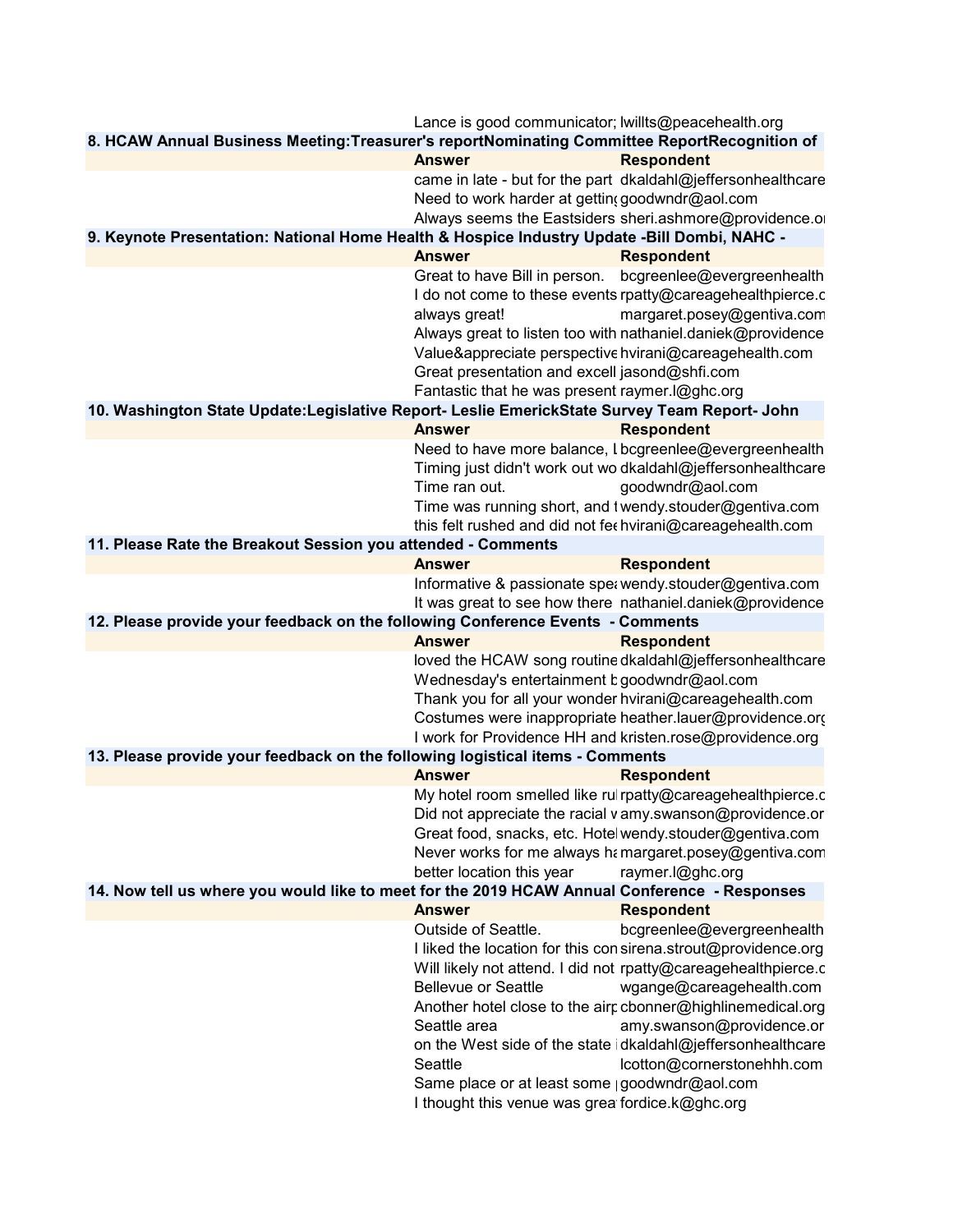| | Answer | Respondent |
|---|---|---|
| | Lance is good communicator; | lwillts@peacehealth.org |

**8. HCAW Annual Business Meeting:Treasurer's reportNominating Committee ReportRecognition of**

| | Answer | Respondent |
|---|---|---|
| | came in late - but for the part | dkaldahl@jeffersonhealthcare |
| | Need to work harder at getting | goodwndr@aol.com |
| | Always seems the Eastsiders | sheri.ashmore@providence.or |

**9. Keynote Presentation: National Home Health & Hospice Industry Update -Bill Dombi, NAHC -**

| | Answer | Respondent |
|---|---|---|
| | Great to have Bill in person. | bcgreenlee@evergreenhealth |
| | I do not come to these events | rpatty@careagehealthpierce.c |
| | always great! | margaret.posey@gentiva.com |
| | Always great to listen too with | nathaniel.daniek@providence |
| | Value&appreciate perspective | hvirani@careagehealth.com |
| | Great presentation and excell | jasond@shfi.com |
| | Fantastic that he was present | raymer.l@ghc.org |

**10. Washington State Update:Legislative Report- Leslie EmerickState Survey Team Report- John**

| | Answer | Respondent |
|---|---|---|
| | Need to have more balance, l | bcgreenlee@evergreenhealth |
| | Timing just didn't work out wo | dkaldahl@jeffersonhealthcare |
| | Time ran out. | goodwndr@aol.com |
| | Time was running short, and t | wendy.stouder@gentiva.com |
| | this felt rushed and did not fee | hvirani@careagehealth.com |

**11. Please Rate the Breakout Session you attended - Comments**

| | Answer | Respondent |
|---|---|---|
| | Informative & passionate spea | wendy.stouder@gentiva.com |
| | It was great to see how there | nathaniel.daniek@providence |

**12. Please provide your feedback on the following Conference Events - Comments**

| | Answer | Respondent |
|---|---|---|
| | loved the HCAW song routine | dkaldahl@jeffersonhealthcare |
| | Wednesday's entertainment b | goodwndr@aol.com |
| | Thank you for all your wonder | hvirani@careagehealth.com |
| | Costumes were inappropriate | heather.lauer@providence.org |
| | I work for Providence HH and | kristen.rose@providence.org |

**13. Please provide your feedback on the following logistical items - Comments**

| | Answer | Respondent |
|---|---|---|
| | My hotel room smelled like ru | rpatty@careagehealthpierce.c |
| | Did not appreciate the racial v | amy.swanson@providence.or |
| | Great food, snacks, etc. Hotel | wendy.stouder@gentiva.com |
| | Never works for me always ha | margaret.posey@gentiva.com |
| | better location this year | raymer.l@ghc.org |

**14. Now tell us where you would like to meet for the 2019 HCAW Annual Conference - Responses**

| | Answer | Respondent |
|---|---|---|
| | Outside of Seattle. | bcgreenlee@evergreenhealth |
| | I liked the location for this con | sirena.strout@providence.org |
| | Will likely not attend. I did not | rpatty@careagehealthpierce.c |
| | Bellevue or Seattle | wgange@careagehealth.com |
| | Another hotel close to the airp | cbonner@highlinemedical.org |
| | Seattle area | amy.swanson@providence.or |
| | on the West side of the state i | dkaldahl@jeffersonhealthcare |
| | Seattle | lcotton@cornerstonehhh.com |
| | Same place or at least some | goodwndr@aol.com |
| | I thought this venue was grea | fordice.k@ghc.org |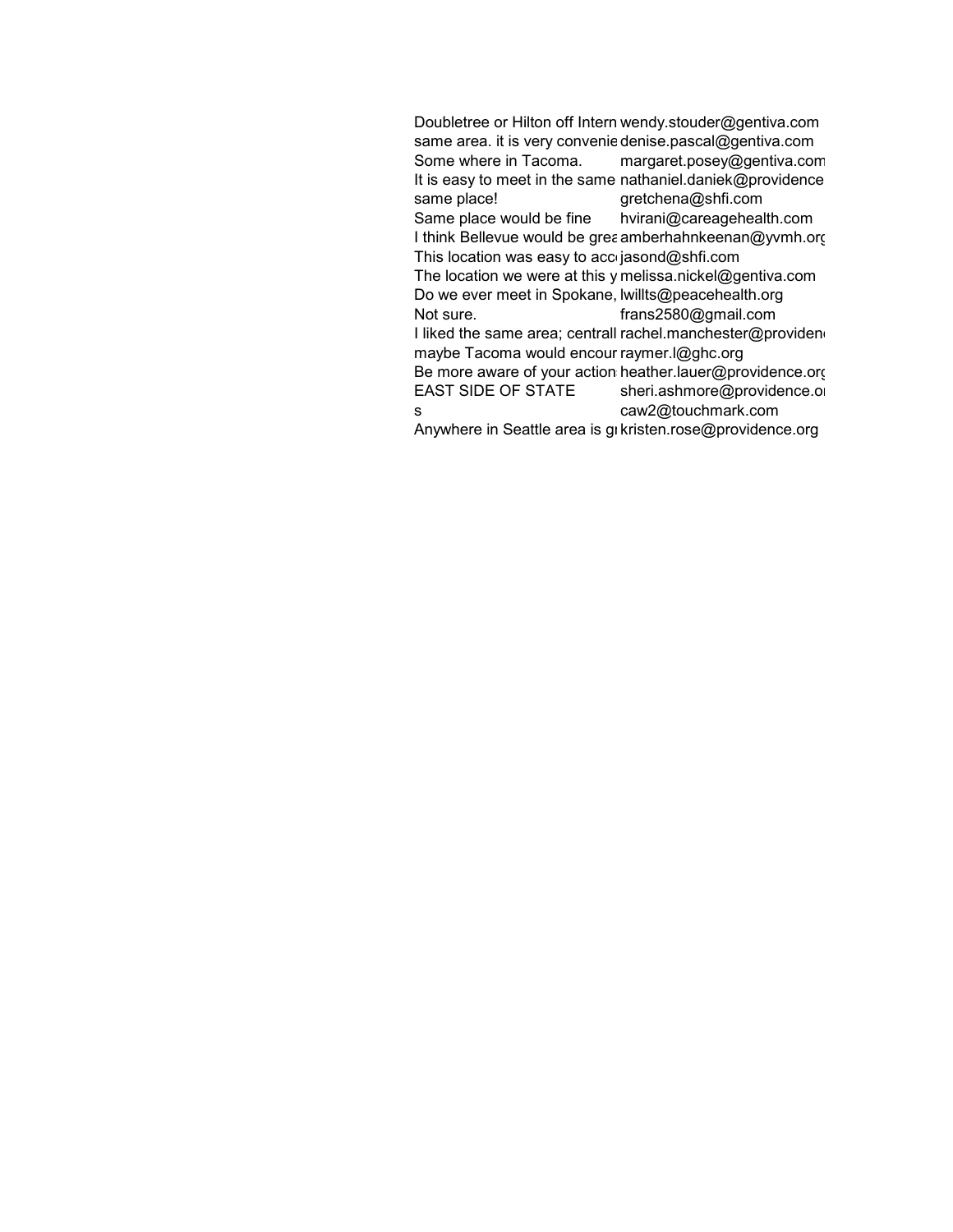| | |
|---|---|
| Doubletree or Hilton off Intern | wendy.stouder@gentiva.com |
| same area. it is very convenie | denise.pascal@gentiva.com |
| Some where in Tacoma. | margaret.posey@gentiva.com |
| It is easy to meet in the same | nathaniel.daniek@providence |
| same place! | gretchena@shfi.com |
| Same place would be fine | hvirani@careagehealth.com |
| I think Bellevue would be grea | amberhahnkeenan@yvmh.org |
| This location was easy to acc | jasond@shfi.com |
| The location we were at this y | melissa.nickel@gentiva.com |
| Do we ever meet in Spokane, | lwillts@peacehealth.org |
| Not sure. | frans2580@gmail.com |
| I liked the same area; centrall | rachel.manchester@providen |
| maybe Tacoma would encour | raymer.l@ghc.org |
| Be more aware of your action | heather.lauer@providence.org |
| EAST SIDE OF STATE | sheri.ashmore@providence.o |
| s | caw2@touchmark.com |
| Anywhere in Seattle area is g | kristen.rose@providence.org |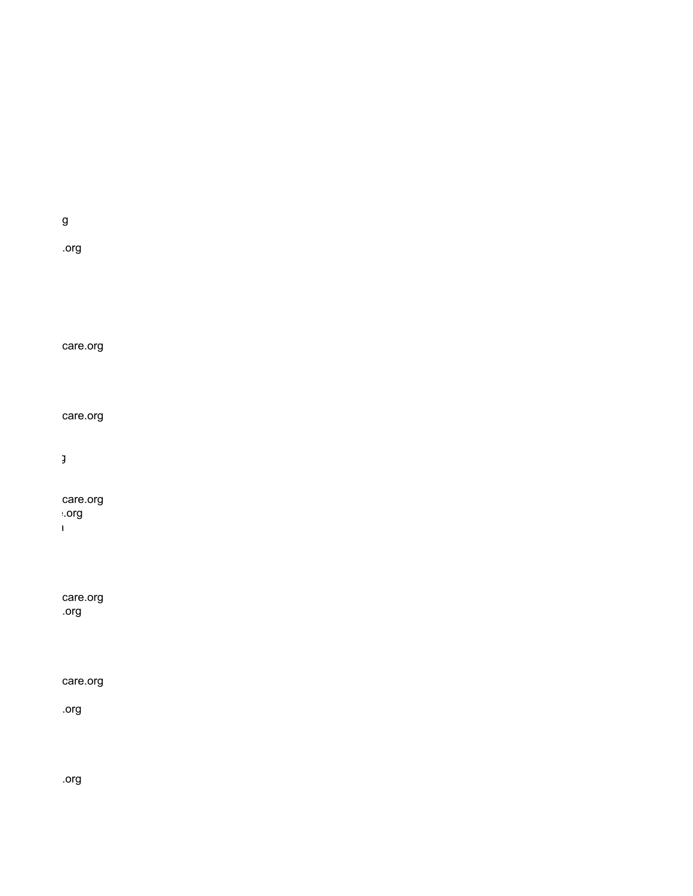g

.org

care.org

care.org

g

care.org
.org
n

care.org
.org

care.org

.org

.org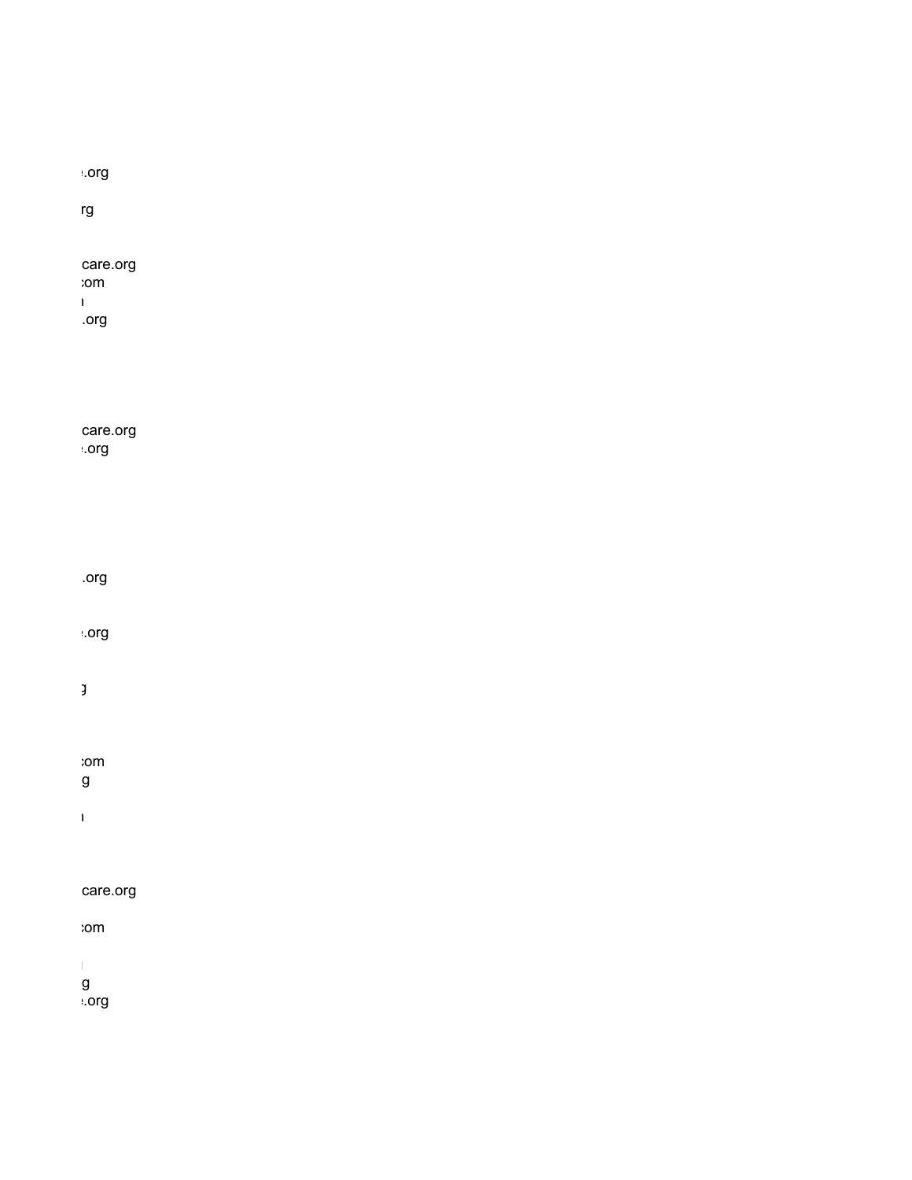.org

rg

care.org
com

.org

care.org
.org

.org

.org

g

com
g

care.org

com

g
.org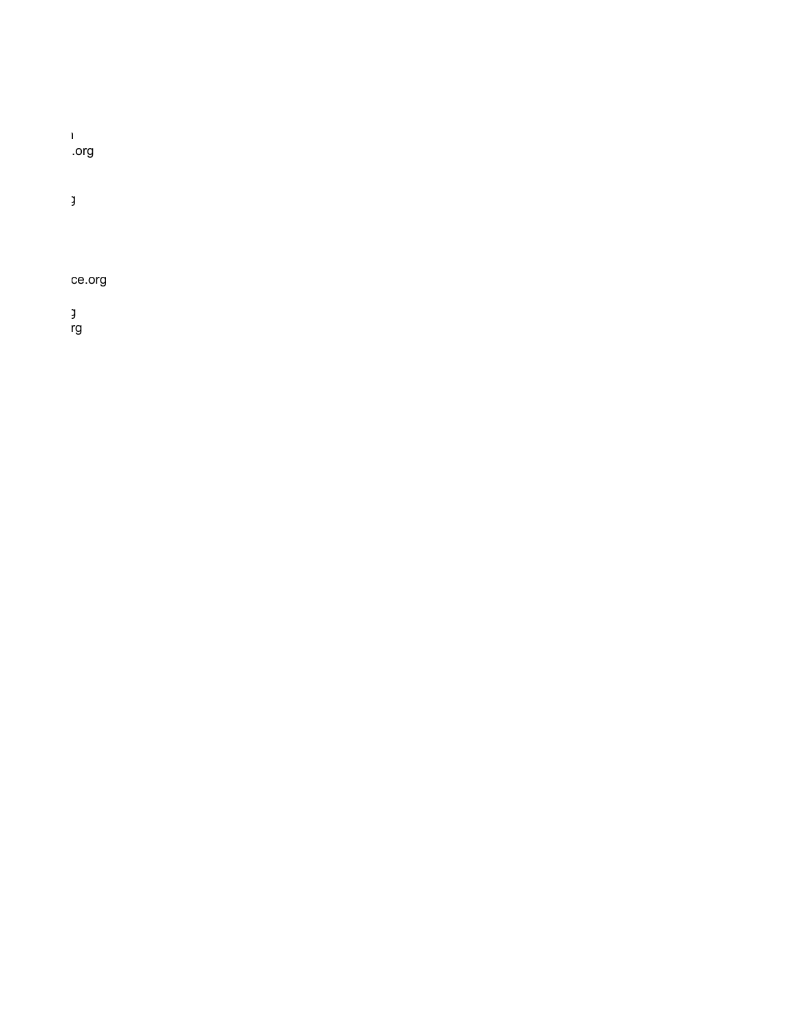n
.org

g

ce.org

g
rg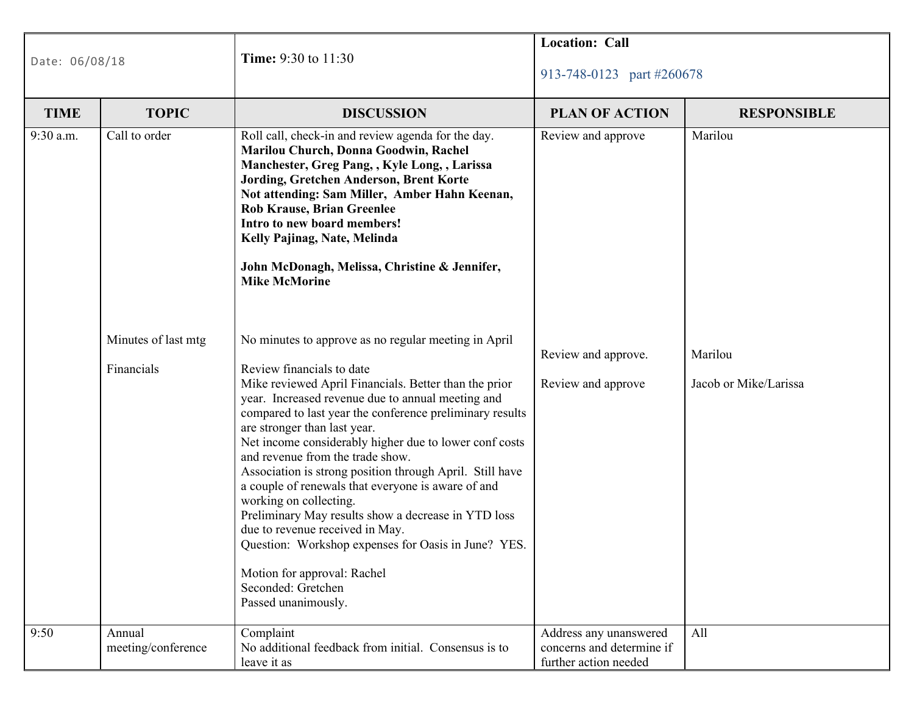| Date: 06/08/18 | Time: 9:30 to 11:30 | **Location: Call** 913-748-0123 part #260678 | | |
|---|---|---|---|---|
| **TIME** | **TOPIC** | **DISCUSSION** | **PLAN OF ACTION** | **RESPONSIBLE** |
| 9:30 a.m. | Call to order | Roll call, check-in and review agenda for the day.<br>**Marilou Church, Donna Goodwin, Rachel Manchester, Greg Pang, , Kyle Long, , Larissa Jording, Gretchen Anderson, Brent Korte**<br>**Not attending: Sam Miller, Amber Hahn Keenan, Rob Krause, Brian Greenlee**<br>**Intro to new board members!**<br>**Kelly Pajinag, Nate, Melinda**<br><br>**John McDonagh, Melissa, Christine & Jennifer, Mike McMorine** | Review and approve | Marilou |
| | Minutes of last mtg | No minutes to approve as no regular meeting in April | Review and approve. | Marilou |
| | Financials | Review financials to date<br>Mike reviewed April Financials. Better than the prior year. Increased revenue due to annual meeting and compared to last year the conference preliminary results are stronger than last year.<br>Net income considerably higher due to lower conf costs and revenue from the trade show.<br>Association is strong position through April. Still have a couple of renewals that everyone is aware of and working on collecting.<br>Preliminary May results show a decrease in YTD loss due to revenue received in May.<br>Question: Workshop expenses for Oasis in June? YES.<br><br>Motion for approval: Rachel<br>Seconded: Gretchen<br>Passed unanimously. | Review and approve | Jacob or Mike/Larissa |
| 9:50 | Annual meeting/conference | Complaint<br>No additional feedback from initial. Consensus is to leave it as | Address any unanswered concerns and determine if further action needed | All |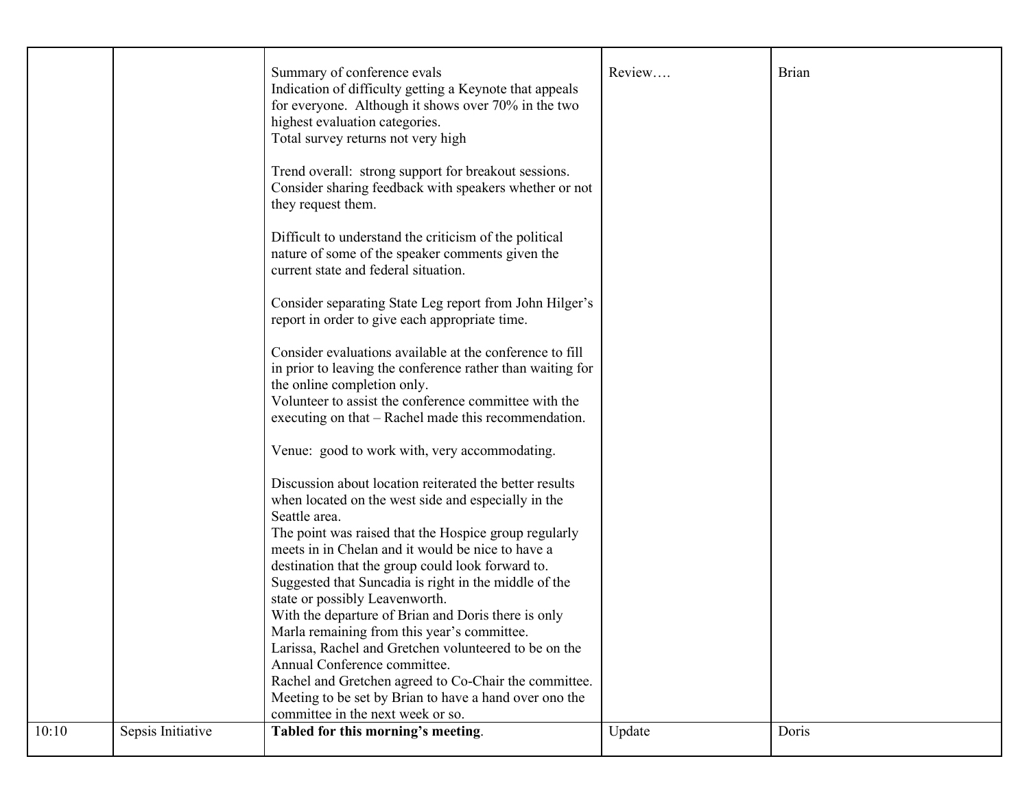|  |  |  |  |  |
|---|---|---|---|---|
|  |  | Summary of conference evals<br>Indication of difficulty getting a Keynote that appeals for everyone. Although it shows over 70% in the two highest evaluation categories.<br>Total survey returns not very high<br><br>Trend overall: strong support for breakout sessions. Consider sharing feedback with speakers whether or not they request them.<br><br>Difficult to understand the criticism of the political nature of some of the speaker comments given the current state and federal situation.<br><br>Consider separating State Leg report from John Hilger's report in order to give each appropriate time.<br><br>Consider evaluations available at the conference to fill in prior to leaving the conference rather than waiting for the online completion only.<br>Volunteer to assist the conference committee with the executing on that – Rachel made this recommendation.<br><br>Venue: good to work with, very accommodating.<br><br>Discussion about location reiterated the better results when located on the west side and especially in the Seattle area.<br>The point was raised that the Hospice group regularly meets in in Chelan and it would be nice to have a destination that the group could look forward to.<br>Suggested that Suncadia is right in the middle of the state or possibly Leavenworth.<br>With the departure of Brian and Doris there is only Marla remaining from this year's committee.<br>Larissa, Rachel and Gretchen volunteered to be on the Annual Conference committee.<br>Rachel and Gretchen agreed to Co-Chair the committee.<br>Meeting to be set by Brian to have a hand over ono the committee in the next week or so. | Review…. | Brian |
| 10:10 | Sepsis Initiative | **Tabled for this morning's meeting**. | Update | Doris |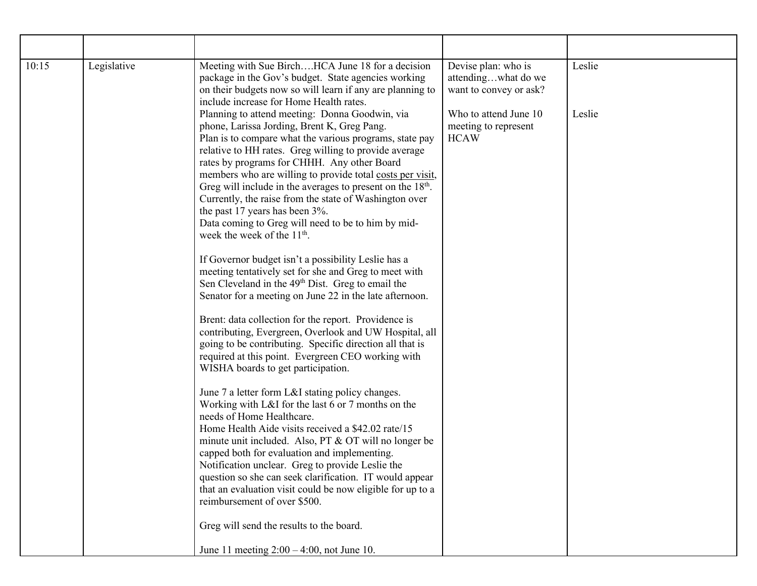| | | | | |
|---|---|---|---|---|
| 10:15 | Legislative | Meeting with Sue Birch….HCA June 18 for a decision package in the Gov's budget. State agencies working on their budgets now so will learn if any are planning to include increase for Home Health rates.<br>Planning to attend meeting: Donna Goodwin, via phone, Larissa Jording, Brent K, Greg Pang.<br>Plan is to compare what the various programs, state pay relative to HH rates. Greg willing to provide average rates by programs for CHHH. Any other Board members who are willing to provide total costs per visit, Greg will include in the averages to present on the 18th.<br>Currently, the raise from the state of Washington over the past 17 years has been 3%.<br>Data coming to Greg will need to be to him by mid-week the week of the 11th.<br><br>If Governor budget isn't a possibility Leslie has a meeting tentatively set for she and Greg to meet with Sen Cleveland in the 49th Dist. Greg to email the Senator for a meeting on June 22 in the late afternoon.<br><br>Brent: data collection for the report. Providence is contributing, Evergreen, Overlook and UW Hospital, all going to be contributing. Specific direction all that is required at this point. Evergreen CEO working with WISHA boards to get participation.<br><br>June 7 a letter form L&I stating policy changes. Working with L&I for the last 6 or 7 months on the needs of Home Healthcare.<br>Home Health Aide visits received a $42.02 rate/15 minute unit included. Also, PT & OT will no longer be capped both for evaluation and implementing. Notification unclear. Greg to provide Leslie the question so she can seek clarification. IT would appear that an evaluation visit could be now eligible for up to a reimbursement of over $500.<br><br>Greg will send the results to the board.<br><br>June 11 meeting 2:00 – 4:00, not June 10. | Devise plan: who is attending…what do we want to convey or ask?<br><br>Who to attend June 10 meeting to represent HCAW | Leslie<br><br><br>Leslie |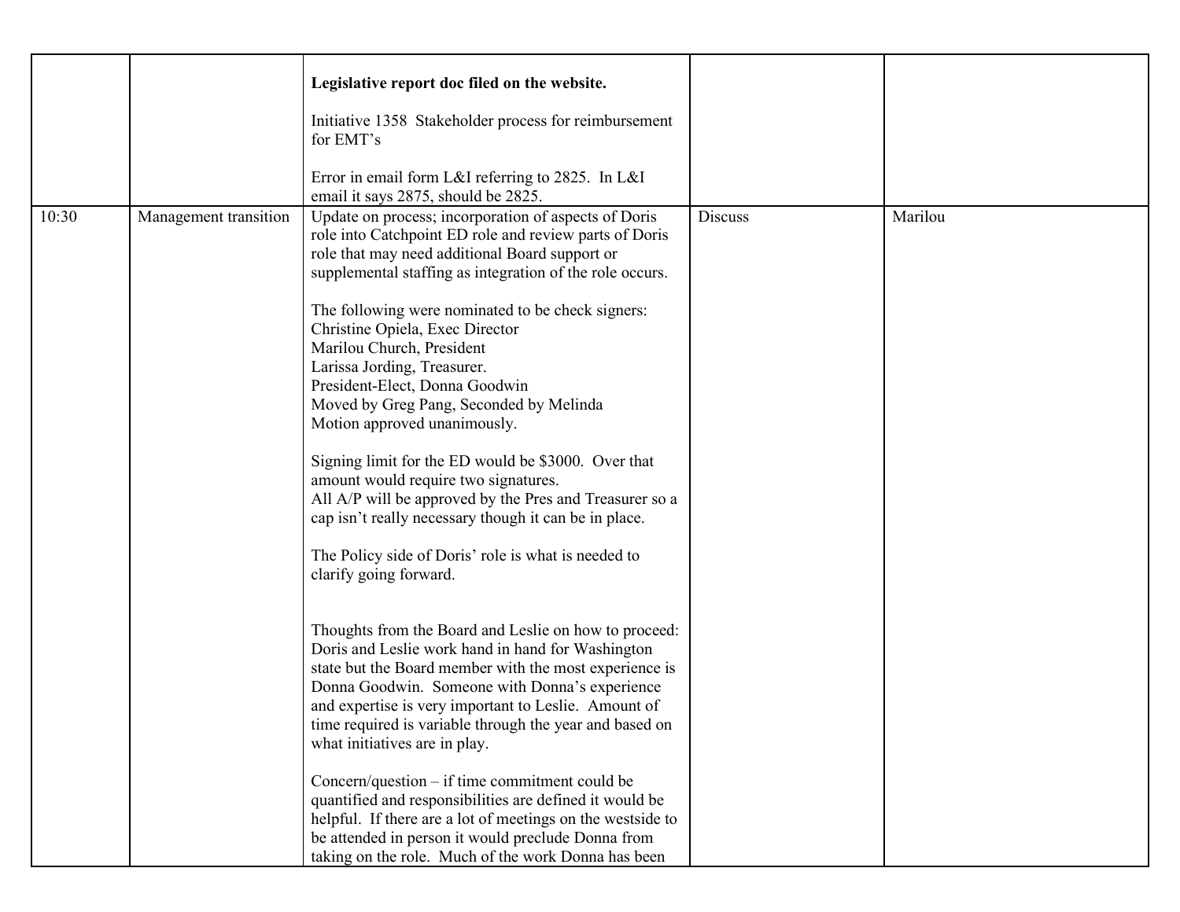|  |  |  |  |  |
|---|---|---|---|---|
|  |  | **Legislative report doc filed on the website.**<br><br>Initiative 1358 Stakeholder process for reimbursement for EMT's<br><br>Error in email form L&I referring to 2825. In L&I email it says 2875, should be 2825. |  |  |
| 10:30 | Management transition | Update on process; incorporation of aspects of Doris role into Catchpoint ED role and review parts of Doris role that may need additional Board support or supplemental staffing as integration of the role occurs.<br><br>The following were nominated to be check signers:<br>Christine Opiela, Exec Director<br>Marilou Church, President<br>Larissa Jording, Treasurer.<br>President-Elect, Donna Goodwin<br>Moved by Greg Pang, Seconded by Melinda<br>Motion approved unanimously.<br><br>Signing limit for the ED would be $3000. Over that amount would require two signatures.<br>All A/P will be approved by the Pres and Treasurer so a cap isn't really necessary though it can be in place.<br><br>The Policy side of Doris' role is what is needed to clarify going forward.<br><br>Thoughts from the Board and Leslie on how to proceed: Doris and Leslie work hand in hand for Washington state but the Board member with the most experience is Donna Goodwin. Someone with Donna's experience and expertise is very important to Leslie. Amount of time required is variable through the year and based on what initiatives are in play.<br><br>Concern/question – if time commitment could be quantified and responsibilities are defined it would be helpful. If there are a lot of meetings on the westside to be attended in person it would preclude Donna from taking on the role. Much of the work Donna has been | Discuss | Marilou |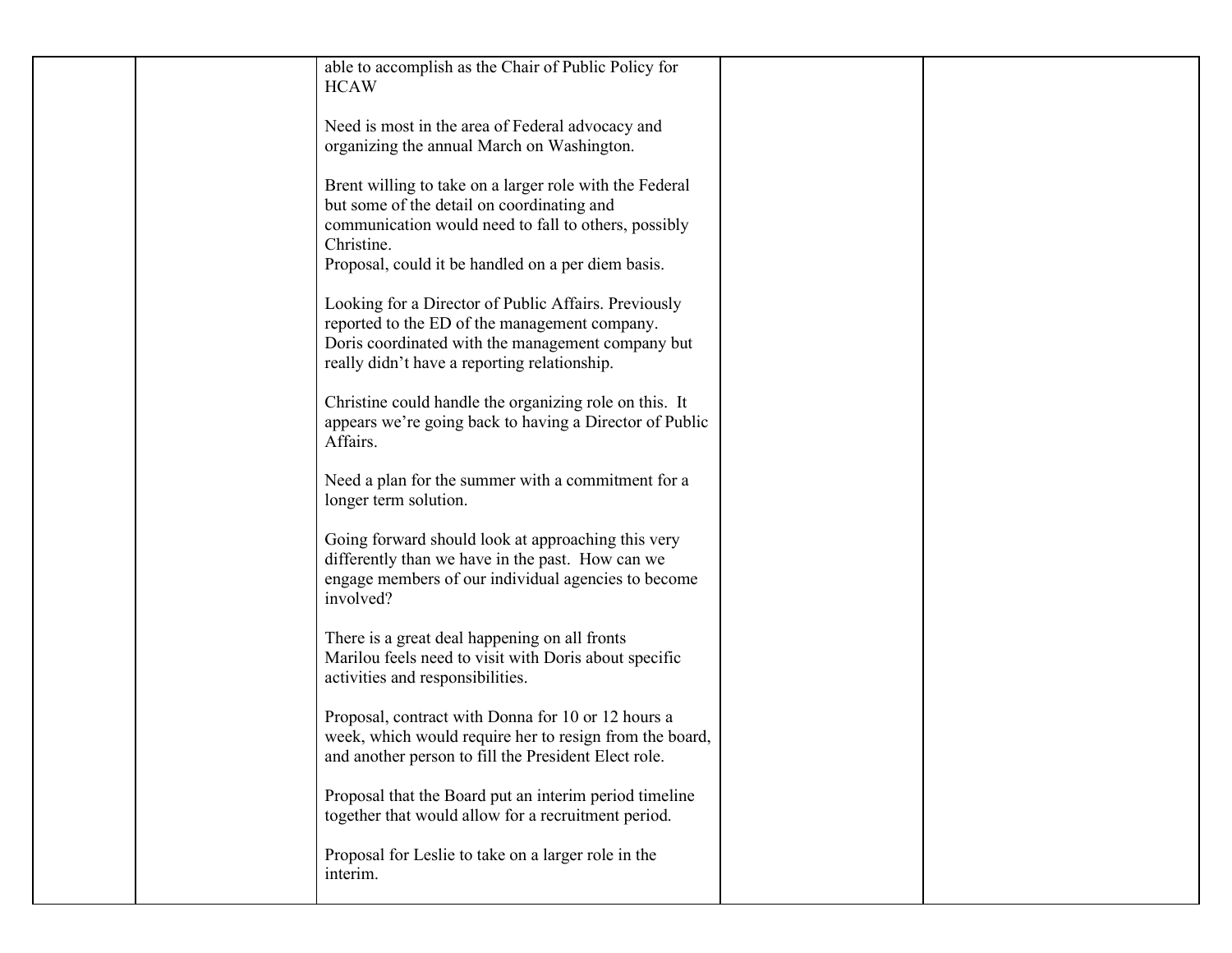| | | | | |
|---|---|---|---|---|
| | | able to accomplish as the Chair of Public Policy for HCAW<br><br>Need is most in the area of Federal advocacy and organizing the annual March on Washington.<br><br>Brent willing to take on a larger role with the Federal but some of the detail on coordinating and communication would need to fall to others, possibly Christine.<br>Proposal, could it be handled on a per diem basis.<br><br>Looking for a Director of Public Affairs. Previously reported to the ED of the management company.<br>Doris coordinated with the management company but really didn't have a reporting relationship.<br><br>Christine could handle the organizing role on this. It appears we're going back to having a Director of Public Affairs.<br><br>Need a plan for the summer with a commitment for a longer term solution.<br><br>Going forward should look at approaching this very differently than we have in the past. How can we engage members of our individual agencies to become involved?<br><br>There is a great deal happening on all fronts<br>Marilou feels need to visit with Doris about specific activities and responsibilities.<br><br>Proposal, contract with Donna for 10 or 12 hours a week, which would require her to resign from the board, and another person to fill the President Elect role.<br><br>Proposal that the Board put an interim period timeline together that would allow for a recruitment period.<br><br>Proposal for Leslie to take on a larger role in the interim. | | |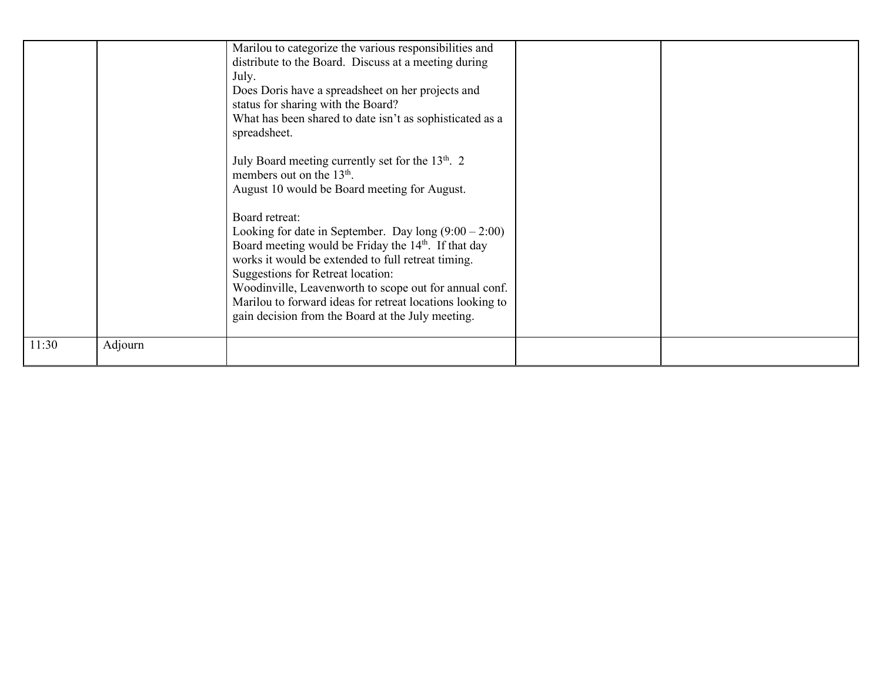| | | | | |
|---|---|---|---|---|
| | | Marilou to categorize the various responsibilities and distribute to the Board. Discuss at a meeting during July.<br>Does Doris have a spreadsheet on her projects and status for sharing with the Board?<br>What has been shared to date isn't as sophisticated as a spreadsheet.<br><br>July Board meeting currently set for the 13th. 2 members out on the 13th.<br>August 10 would be Board meeting for August.<br><br>Board retreat:<br>Looking for date in September. Day long (9:00 – 2:00)<br>Board meeting would be Friday the 14th. If that day works it would be extended to full retreat timing.<br>Suggestions for Retreat location:<br>Woodinville, Leavenworth to scope out for annual conf.<br>Marilou to forward ideas for retreat locations looking to gain decision from the Board at the July meeting. | | |
| 11:30 | Adjourn | | | |